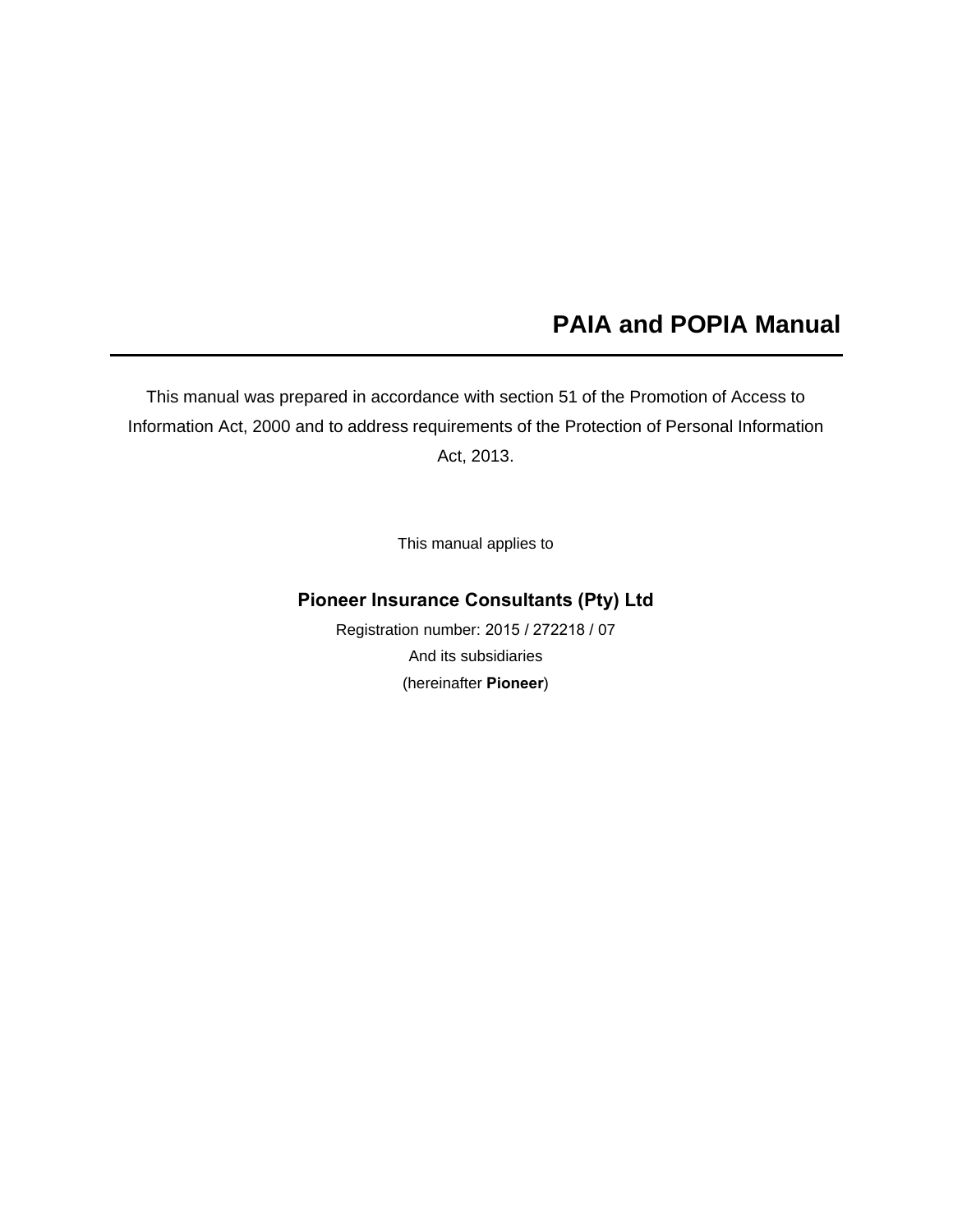# PAIA and POPIA Manual

This manual was prepared in accordance with section 51 of the Promotion of Access to Information Act, 2000 and to address requirements of the Protection of Personal Information Act, 2013.

This manual applies to

**Pioneer Insurance Consultants (Pty) Ltd**

Registration number: 2015 / 272218 / 07

And its subsidiaries

(hereinafter **Pioneer**)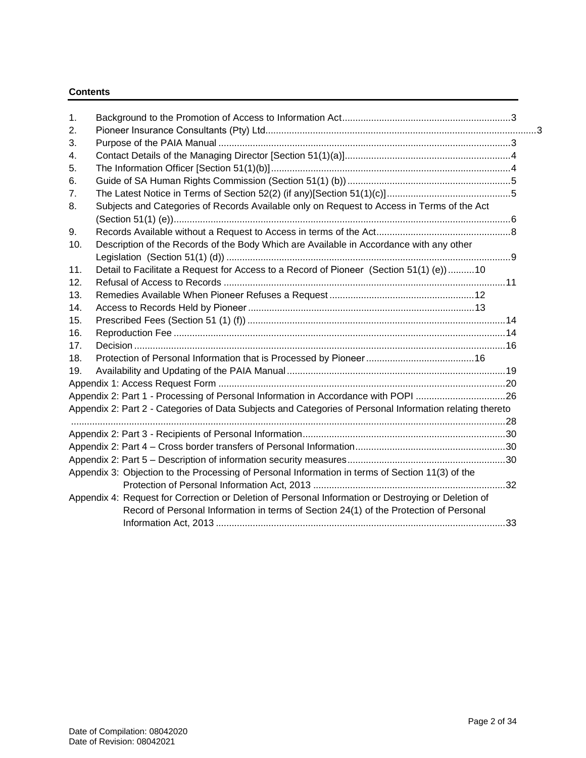**Contents**

1. Background to the Promotion of Access to Information Act ... 3
2. Pioneer Insurance Consultants (Pty) Ltd ... 3
3. Purpose of the PAIA Manual ... 3
4. Contact Details of the Managing Director [Section 51(1)(a)] ... 4
5. The Information Officer [Section 51(1)(b)] ... 4
6. Guide of SA Human Rights Commission (Section 51(1) (b)) ... 5
7. The Latest Notice in Terms of Section 52(2) (if any)[Section 51(1)(c)] ... 5
8. Subjects and Categories of Records Available only on Request to Access in Terms of the Act (Section 51(1) (e)) ... 6
9. Records Available without a Request to Access in terms of the Act ... 8
10. Description of the Records of the Body Which are Available in Accordance with any other Legislation (Section 51(1) (d)) ... 9
11. Detail to Facilitate a Request for Access to a Record of Pioneer (Section 51(1) (e)) ... 10
12. Refusal of Access to Records ... 11
13. Remedies Available When Pioneer Refuses a Request ... 12
14. Access to Records Held by Pioneer ... 13
15. Prescribed Fees (Section 51 (1) (f)) ... 14
16. Reproduction Fee ... 14
17. Decision ... 16
18. Protection of Personal Information that is Processed by Pioneer ... 16
19. Availability and Updating of the PAIA Manual ... 19

Appendix 1: Access Request Form ... 20

Appendix 2: Part 1 - Processing of Personal Information in Accordance with POPI ... 26

Appendix 2: Part 2 - Categories of Data Subjects and Categories of Personal Information relating thereto ... 28

Appendix 2: Part 3 - Recipients of Personal Information ... 30

Appendix 2: Part 4 – Cross border transfers of Personal Information ... 30

Appendix 2: Part 5 – Description of information security measures ... 30

Appendix 3: Objection to the Processing of Personal Information in terms of Section 11(3) of the Protection of Personal Information Act, 2013 ... 32

Appendix 4: Request for Correction or Deletion of Personal Information or Destroying or Deletion of Record of Personal Information in terms of Section 24(1) of the Protection of Personal Information Act, 2013 ... 33

Date of Compilation: 08042020
Date of Revision: 08042021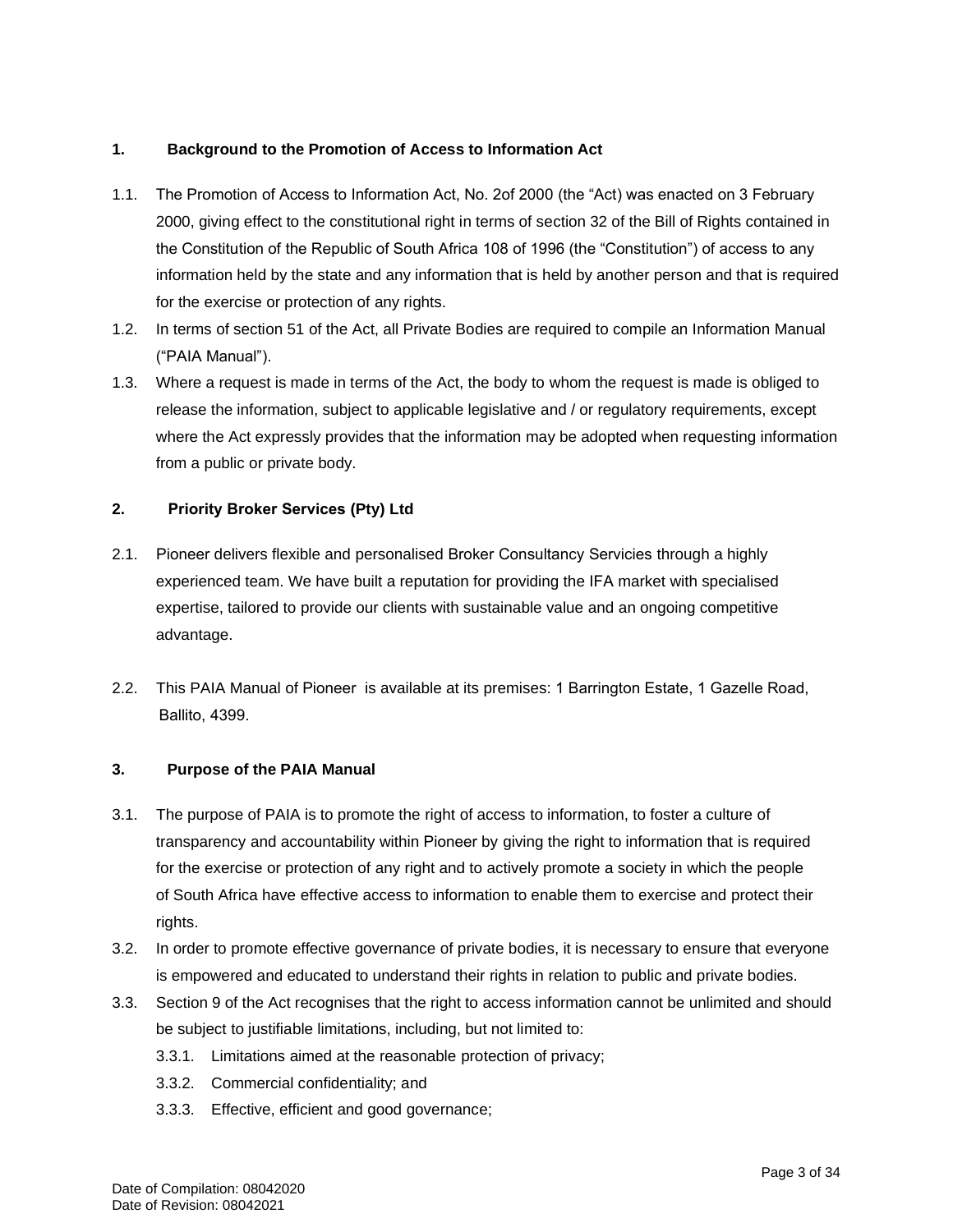## 1. Background to the Promotion of Access to Information Act

1.1. The Promotion of Access to Information Act, No. 2of 2000 (the "Act) was enacted on 3 February 2000, giving effect to the constitutional right in terms of section 32 of the Bill of Rights contained in the Constitution of the Republic of South Africa 108 of 1996 (the "Constitution") of access to any information held by the state and any information that is held by another person and that is required for the exercise or protection of any rights.

1.2. In terms of section 51 of the Act, all Private Bodies are required to compile an Information Manual ("PAIA Manual").

1.3. Where a request is made in terms of the Act, the body to whom the request is made is obliged to release the information, subject to applicable legislative and / or regulatory requirements, except where the Act expressly provides that the information may be adopted when requesting information from a public or private body.

## 2. Priority Broker Services (Pty) Ltd

2.1. Pioneer delivers flexible and personalised Broker Consultancy Servicies through a highly experienced team. We have built a reputation for providing the IFA market with specialised expertise, tailored to provide our clients with sustainable value and an ongoing competitive advantage.

2.2. This PAIA Manual of Pioneer is available at its premises: 1 Barrington Estate, 1 Gazelle Road, Ballito, 4399.

## 3. Purpose of the PAIA Manual

3.1. The purpose of PAIA is to promote the right of access to information, to foster a culture of transparency and accountability within Pioneer by giving the right to information that is required for the exercise or protection of any right and to actively promote a society in which the people of South Africa have effective access to information to enable them to exercise and protect their rights.

3.2. In order to promote effective governance of private bodies, it is necessary to ensure that everyone is empowered and educated to understand their rights in relation to public and private bodies.

3.3. Section 9 of the Act recognises that the right to access information cannot be unlimited and should be subject to justifiable limitations, including, but not limited to:

   3.3.1. Limitations aimed at the reasonable protection of privacy;

   3.3.2. Commercial confidentiality; and

   3.3.3. Effective, efficient and good governance;

Date of Compilation: 08042020
Date of Revision: 08042021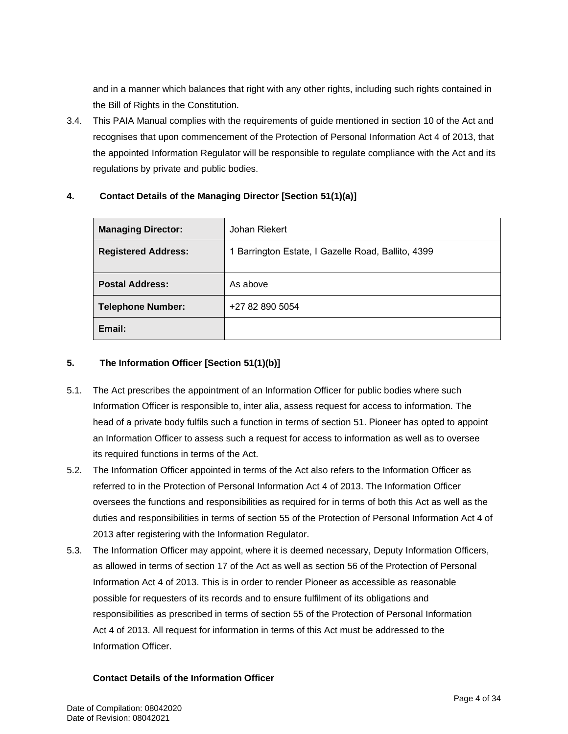and in a manner which balances that right with any other rights, including such rights contained in the Bill of Rights in the Constitution.

3.4. This PAIA Manual complies with the requirements of guide mentioned in section 10 of the Act and recognises that upon commencement of the Protection of Personal Information Act 4 of 2013, that the appointed Information Regulator will be responsible to regulate compliance with the Act and its regulations by private and public bodies.

## 4. Contact Details of the Managing Director [Section 51(1)(a)]

| **Managing Director:** | Johan Riekert |
|---|---|
| **Registered Address:** | 1 Barrington Estate, I Gazelle Road, Ballito, 4399 |
| **Postal Address:** | As above |
| **Telephone Number:** | +27 82 890 5054 |
| **Email:** | |

## 5. The Information Officer [Section 51(1)(b)]

5.1. The Act prescribes the appointment of an Information Officer for public bodies where such Information Officer is responsible to, inter alia, assess request for access to information. The head of a private body fulfils such a function in terms of section 51. Pioneer has opted to appoint an Information Officer to assess such a request for access to information as well as to oversee its required functions in terms of the Act.

5.2. The Information Officer appointed in terms of the Act also refers to the Information Officer as referred to in the Protection of Personal Information Act 4 of 2013. The Information Officer oversees the functions and responsibilities as required for in terms of both this Act as well as the duties and responsibilities in terms of section 55 of the Protection of Personal Information Act 4 of 2013 after registering with the Information Regulator.

5.3. The Information Officer may appoint, where it is deemed necessary, Deputy Information Officers, as allowed in terms of section 17 of the Act as well as section 56 of the Protection of Personal Information Act 4 of 2013. This is in order to render Pioneer as accessible as reasonable possible for requesters of its records and to ensure fulfilment of its obligations and responsibilities as prescribed in terms of section 55 of the Protection of Personal Information Act 4 of 2013. All request for information in terms of this Act must be addressed to the Information Officer.

**Contact Details of the Information Officer**

Date of Compilation: 08042020
Date of Revision: 08042021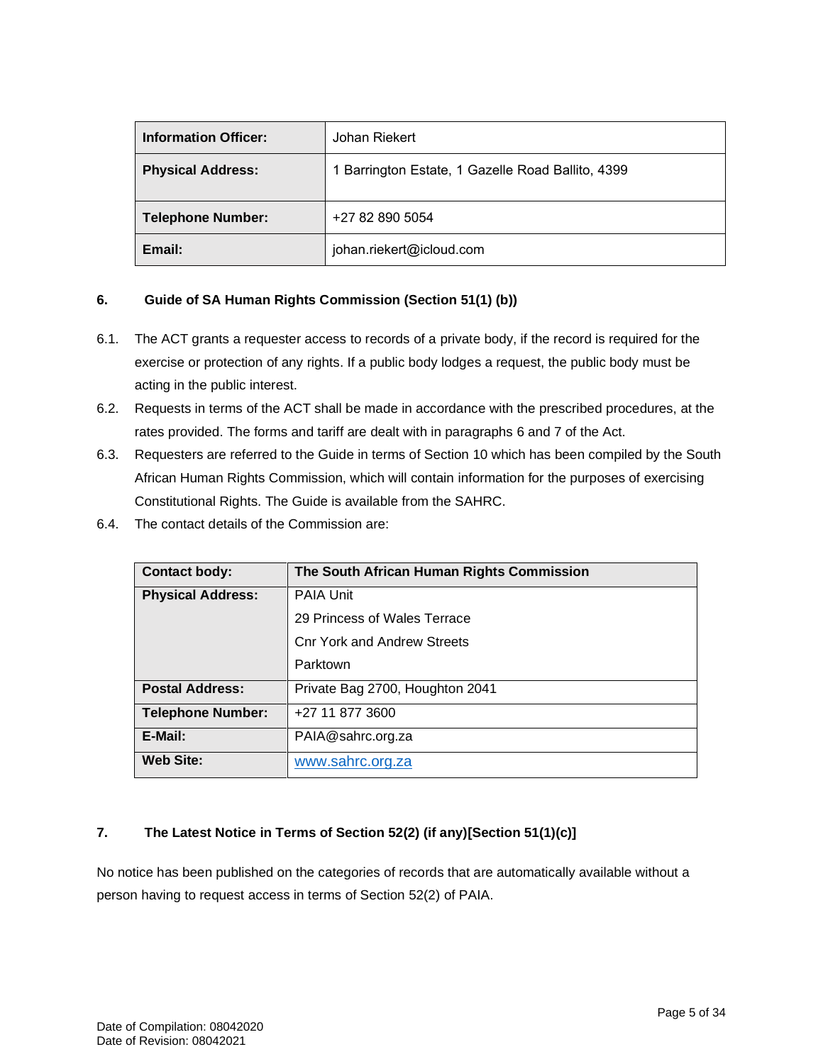| Information Officer: | Johan Riekert |
|---|---|
| Physical Address: | 1 Barrington Estate, 1 Gazelle Road Ballito, 4399 |
| Telephone Number: | +27 82 890 5054 |
| Email: | johan.riekert@icloud.com |

## 6. Guide of SA Human Rights Commission (Section 51(1) (b))

6.1. The ACT grants a requester access to records of a private body, if the record is required for the exercise or protection of any rights. If a public body lodges a request, the public body must be acting in the public interest.

6.2. Requests in terms of the ACT shall be made in accordance with the prescribed procedures, at the rates provided. The forms and tariff are dealt with in paragraphs 6 and 7 of the Act.

6.3. Requesters are referred to the Guide in terms of Section 10 which has been compiled by the South African Human Rights Commission, which will contain information for the purposes of exercising Constitutional Rights. The Guide is available from the SAHRC.

6.4. The contact details of the Commission are:

| Contact body: | The South African Human Rights Commission |
|---|---|
| Physical Address: | PAIA Unit<br>29 Princess of Wales Terrace<br>Cnr York and Andrew Streets<br>Parktown |
| Postal Address: | Private Bag 2700, Houghton 2041 |
| Telephone Number: | +27 11 877 3600 |
| E-Mail: | PAIA@sahrc.org.za |
| Web Site: | www.sahrc.org.za |

## 7. The Latest Notice in Terms of Section 52(2) (if any)[Section 51(1)(c)]

No notice has been published on the categories of records that are automatically available without a person having to request access in terms of Section 52(2) of PAIA.

Date of Compilation: 08042020
Date of Revision: 08042021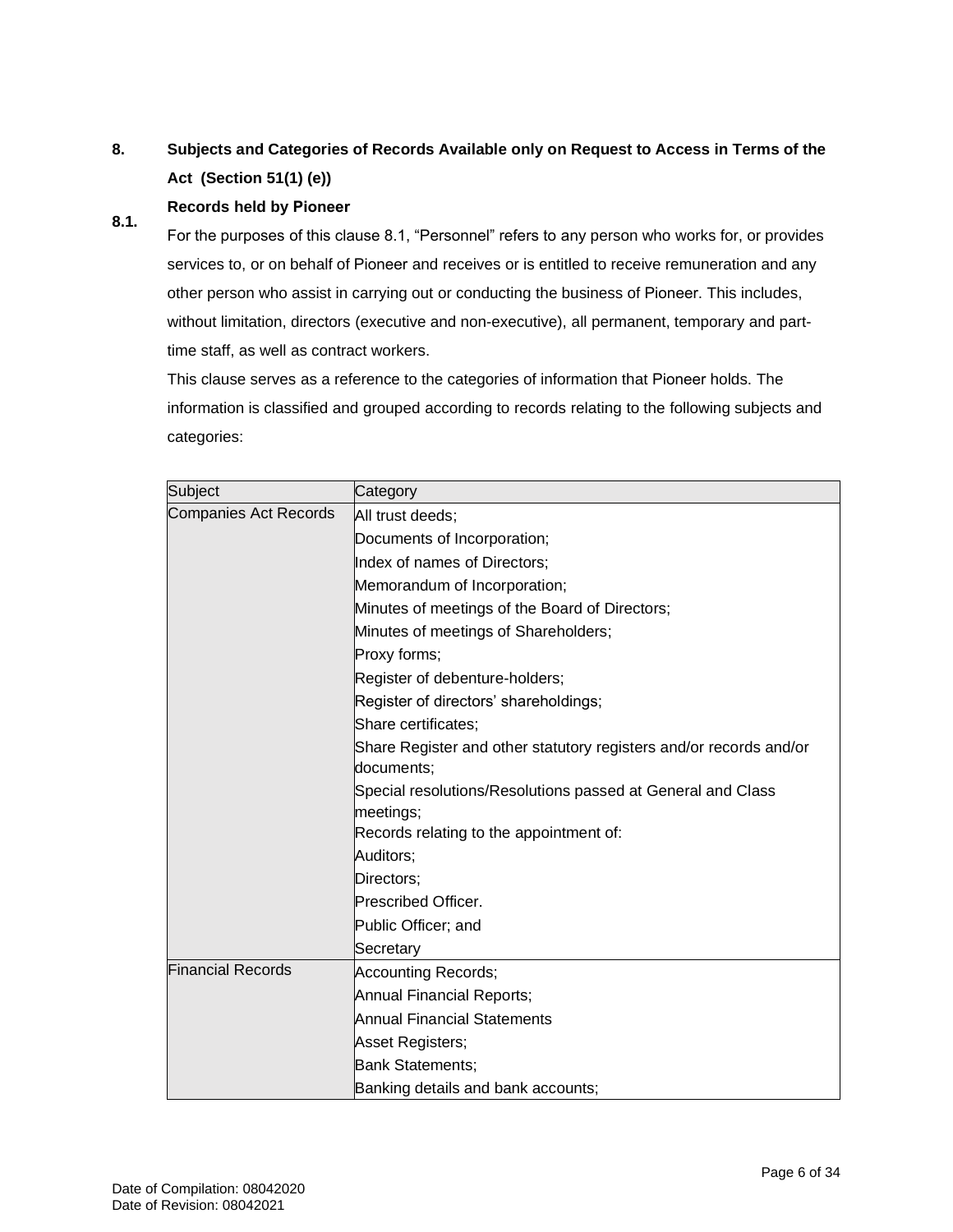## 8. Subjects and Categories of Records Available only on Request to Access in Terms of the Act (Section 51(1) (e))

### 8.1. Records held by Pioneer

For the purposes of this clause 8.1, "Personnel" refers to any person who works for, or provides services to, or on behalf of Pioneer and receives or is entitled to receive remuneration and any other person who assist in carrying out or conducting the business of Pioneer. This includes, without limitation, directors (executive and non-executive), all permanent, temporary and part-time staff, as well as contract workers.

This clause serves as a reference to the categories of information that Pioneer holds. The information is classified and grouped according to records relating to the following subjects and categories:

| Subject | Category |
|---|---|
| Companies Act Records | All trust deeds; |
| | Documents of Incorporation; |
| | Index of names of Directors; |
| | Memorandum of Incorporation; |
| | Minutes of meetings of the Board of Directors; |
| | Minutes of meetings of Shareholders; |
| | Proxy forms; |
| | Register of debenture-holders; |
| | Register of directors' shareholdings; |
| | Share certificates; |
| | Share Register and other statutory registers and/or records and/or documents; |
| | Special resolutions/Resolutions passed at General and Class meetings; |
| | Records relating to the appointment of: |
| | Auditors; |
| | Directors; |
| | Prescribed Officer. |
| | Public Officer; and |
| | Secretary |
| Financial Records | Accounting Records; |
| | Annual Financial Reports; |
| | Annual Financial Statements |
| | Asset Registers; |
| | Bank Statements; |
| | Banking details and bank accounts; |

Date of Compilation: 08042020
Date of Revision: 08042021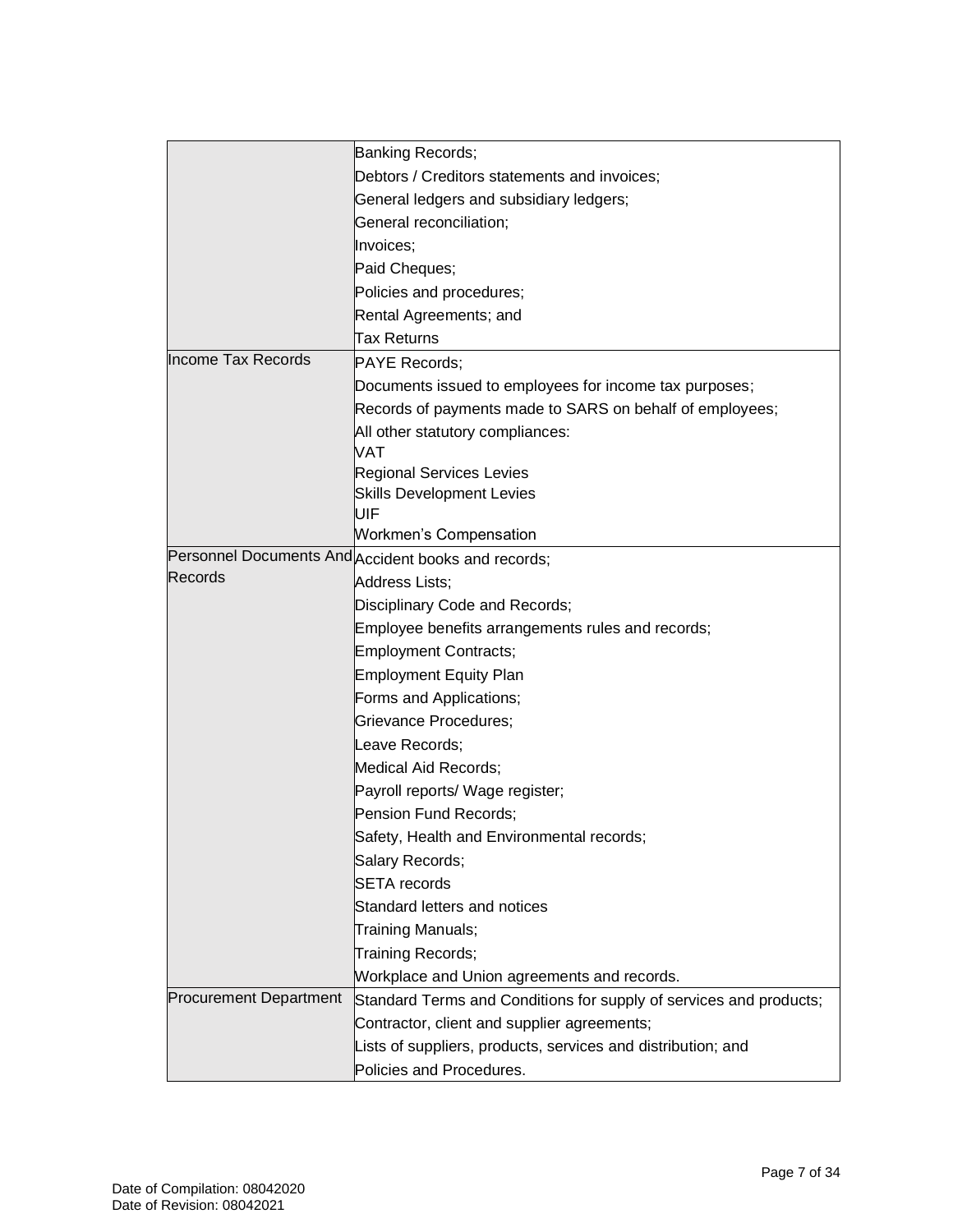| | |
|---|---|
| | Banking Records;<br>Debtors / Creditors statements and invoices;<br>General ledgers and subsidiary ledgers;<br>General reconciliation;<br>Invoices;<br>Paid Cheques;<br>Policies and procedures;<br>Rental Agreements; and<br>Tax Returns |
| Income Tax Records | PAYE Records;<br>Documents issued to employees for income tax purposes;<br>Records of payments made to SARS on behalf of employees;<br>All other statutory compliances:<br>VAT<br>Regional Services Levies<br>Skills Development Levies<br>UIF<br>Workmen's Compensation |
| Personnel Documents And Records | Accident books and records;<br>Address Lists;<br>Disciplinary Code and Records;<br>Employee benefits arrangements rules and records;<br>Employment Contracts;<br>Employment Equity Plan<br>Forms and Applications;<br>Grievance Procedures;<br>Leave Records;<br>Medical Aid Records;<br>Payroll reports/ Wage register;<br>Pension Fund Records;<br>Safety, Health and Environmental records;<br>Salary Records;<br>SETA records<br>Standard letters and notices<br>Training Manuals;<br>Training Records;<br>Workplace and Union agreements and records. |
| Procurement Department | Standard Terms and Conditions for supply of services and products;<br>Contractor, client and supplier agreements;<br>Lists of suppliers, products, services and distribution; and<br>Policies and Procedures. |

Date of Compilation: 08042020
Date of Revision: 08042021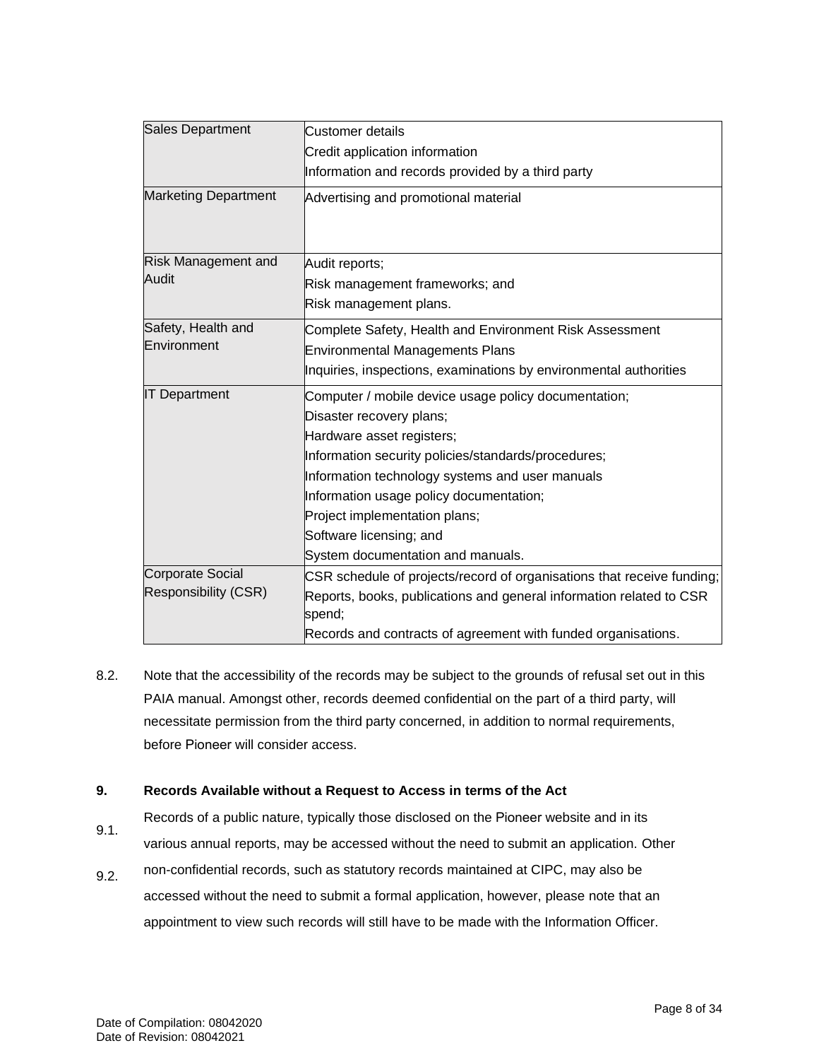| Sales Department | Customer details<br>Credit application information<br>Information and records provided by a third party |
|---|---|
| Marketing Department | Advertising and promotional material |
| Risk Management and Audit | Audit reports;<br>Risk management frameworks; and<br>Risk management plans. |
| Safety, Health and Environment | Complete Safety, Health and Environment Risk Assessment<br>Environmental Managements Plans<br>Inquiries, inspections, examinations by environmental authorities |
| IT Department | Computer / mobile device usage policy documentation;<br>Disaster recovery plans;<br>Hardware asset registers;<br>Information security policies/standards/procedures;<br>Information technology systems and user manuals<br>Information usage policy documentation;<br>Project implementation plans;<br>Software licensing; and<br>System documentation and manuals. |
| Corporate Social Responsibility (CSR) | CSR schedule of projects/record of organisations that receive funding;<br>Reports, books, publications and general information related to CSR spend;<br>Records and contracts of agreement with funded organisations. |

8.2. Note that the accessibility of the records may be subject to the grounds of refusal set out in this PAIA manual. Amongst other, records deemed confidential on the part of a third party, will necessitate permission from the third party concerned, in addition to normal requirements, before Pioneer will consider access.

**9. Records Available without a Request to Access in terms of the Act**

9.1. Records of a public nature, typically those disclosed on the Pioneer website and in its various annual reports, may be accessed without the need to submit an application.

9.2. Other non-confidential records, such as statutory records maintained at CIPC, may also be accessed without the need to submit a formal application, however, please note that an appointment to view such records will still have to be made with the Information Officer.

Date of Compilation: 08042020
Date of Revision: 08042021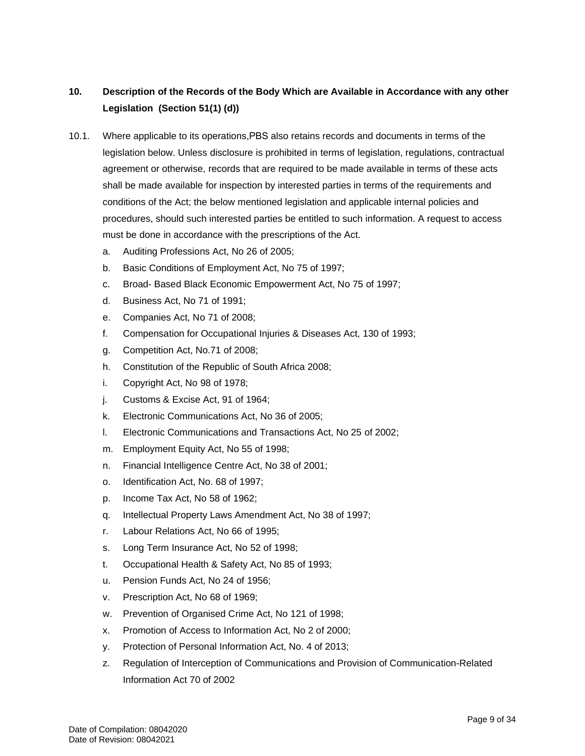## 10. Description of the Records of the Body Which are Available in Accordance with any other Legislation (Section 51(1) (d))

10.1. Where applicable to its operations,PBS also retains records and documents in terms of the legislation below. Unless disclosure is prohibited in terms of legislation, regulations, contractual agreement or otherwise, records that are required to be made available in terms of these acts shall be made available for inspection by interested parties in terms of the requirements and conditions of the Act; the below mentioned legislation and applicable internal policies and procedures, should such interested parties be entitled to such information. A request to access must be done in accordance with the prescriptions of the Act.

a. Auditing Professions Act, No 26 of 2005;
b. Basic Conditions of Employment Act, No 75 of 1997;
c. Broad- Based Black Economic Empowerment Act, No 75 of 1997;
d. Business Act, No 71 of 1991;
e. Companies Act, No 71 of 2008;
f. Compensation for Occupational Injuries & Diseases Act, 130 of 1993;
g. Competition Act, No.71 of 2008;
h. Constitution of the Republic of South Africa 2008;
i. Copyright Act, No 98 of 1978;
j. Customs & Excise Act, 91 of 1964;
k. Electronic Communications Act, No 36 of 2005;
l. Electronic Communications and Transactions Act, No 25 of 2002;
m. Employment Equity Act, No 55 of 1998;
n. Financial Intelligence Centre Act, No 38 of 2001;
o. Identification Act, No. 68 of 1997;
p. Income Tax Act, No 58 of 1962;
q. Intellectual Property Laws Amendment Act, No 38 of 1997;
r. Labour Relations Act, No 66 of 1995;
s. Long Term Insurance Act, No 52 of 1998;
t. Occupational Health & Safety Act, No 85 of 1993;
u. Pension Funds Act, No 24 of 1956;
v. Prescription Act, No 68 of 1969;
w. Prevention of Organised Crime Act, No 121 of 1998;
x. Promotion of Access to Information Act, No 2 of 2000;
y. Protection of Personal Information Act, No. 4 of 2013;
z. Regulation of Interception of Communications and Provision of Communication-Related Information Act 70 of 2002

Date of Compilation: 08042020
Date of Revision: 08042021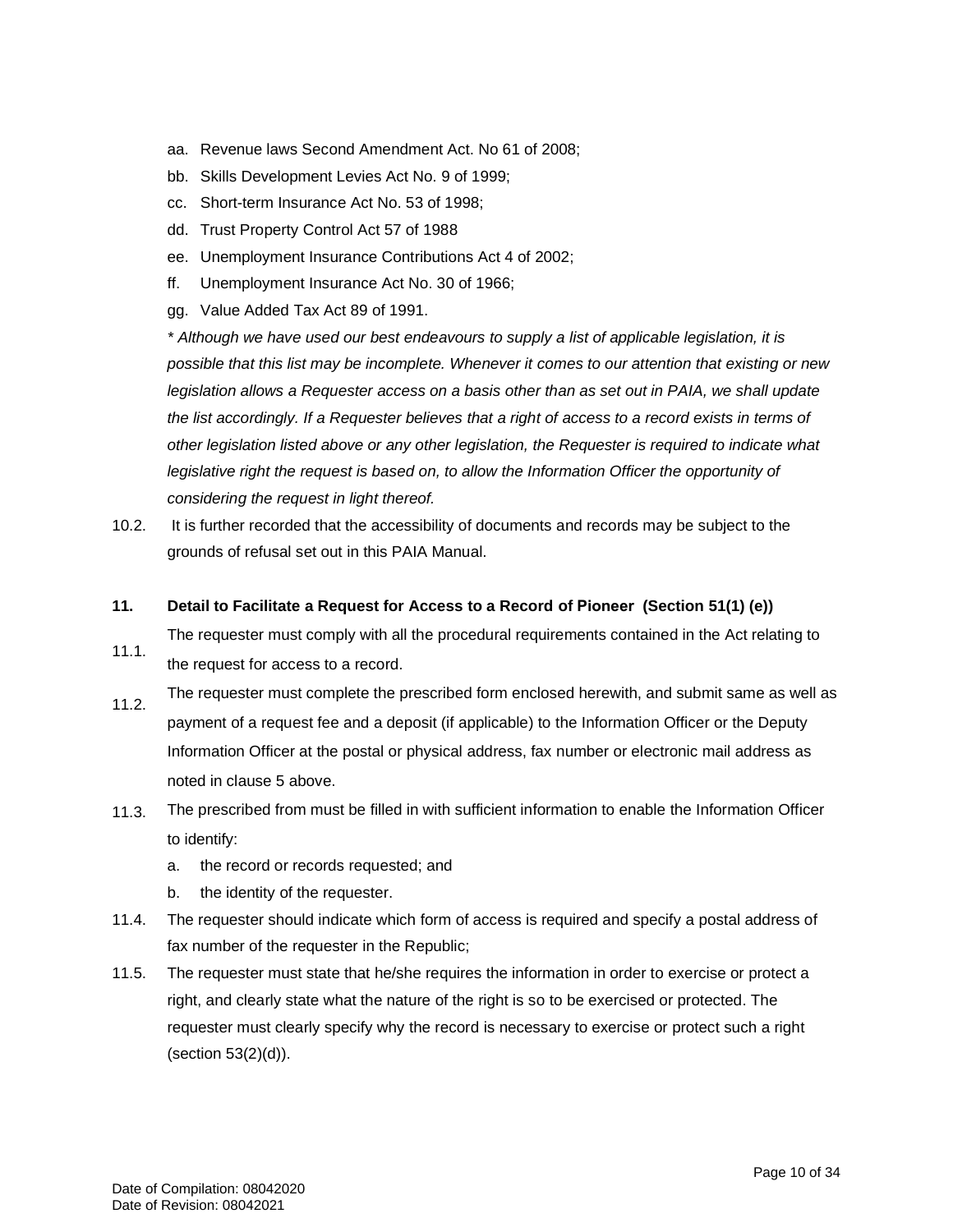aa. Revenue laws Second Amendment Act. No 61 of 2008;

bb. Skills Development Levies Act No. 9 of 1999;

cc. Short-term Insurance Act No. 53 of 1998;

dd. Trust Property Control Act 57 of 1988

ee. Unemployment Insurance Contributions Act 4 of 2002;

ff. Unemployment Insurance Act No. 30 of 1966;

gg. Value Added Tax Act 89 of 1991.

*\* Although we have used our best endeavours to supply a list of applicable legislation, it is possible that this list may be incomplete. Whenever it comes to our attention that existing or new legislation allows a Requester access on a basis other than as set out in PAIA, we shall update the list accordingly. If a Requester believes that a right of access to a record exists in terms of other legislation listed above or any other legislation, the Requester is required to indicate what legislative right the request is based on, to allow the Information Officer the opportunity of considering the request in light thereof.*

10.2. It is further recorded that the accessibility of documents and records may be subject to the grounds of refusal set out in this PAIA Manual.

**11. Detail to Facilitate a Request for Access to a Record of Pioneer (Section 51(1) (e))**

11.1. The requester must comply with all the procedural requirements contained in the Act relating to the request for access to a record.

11.2. The requester must complete the prescribed form enclosed herewith, and submit same as well as payment of a request fee and a deposit (if applicable) to the Information Officer or the Deputy Information Officer at the postal or physical address, fax number or electronic mail address as noted in clause 5 above.

11.3. The prescribed from must be filled in with sufficient information to enable the Information Officer to identify:

a. the record or records requested; and

b. the identity of the requester.

11.4. The requester should indicate which form of access is required and specify a postal address of fax number of the requester in the Republic;

11.5. The requester must state that he/she requires the information in order to exercise or protect a right, and clearly state what the nature of the right is so to be exercised or protected. The requester must clearly specify why the record is necessary to exercise or protect such a right (section 53(2)(d)).

Date of Compilation: 08042020
Date of Revision: 08042021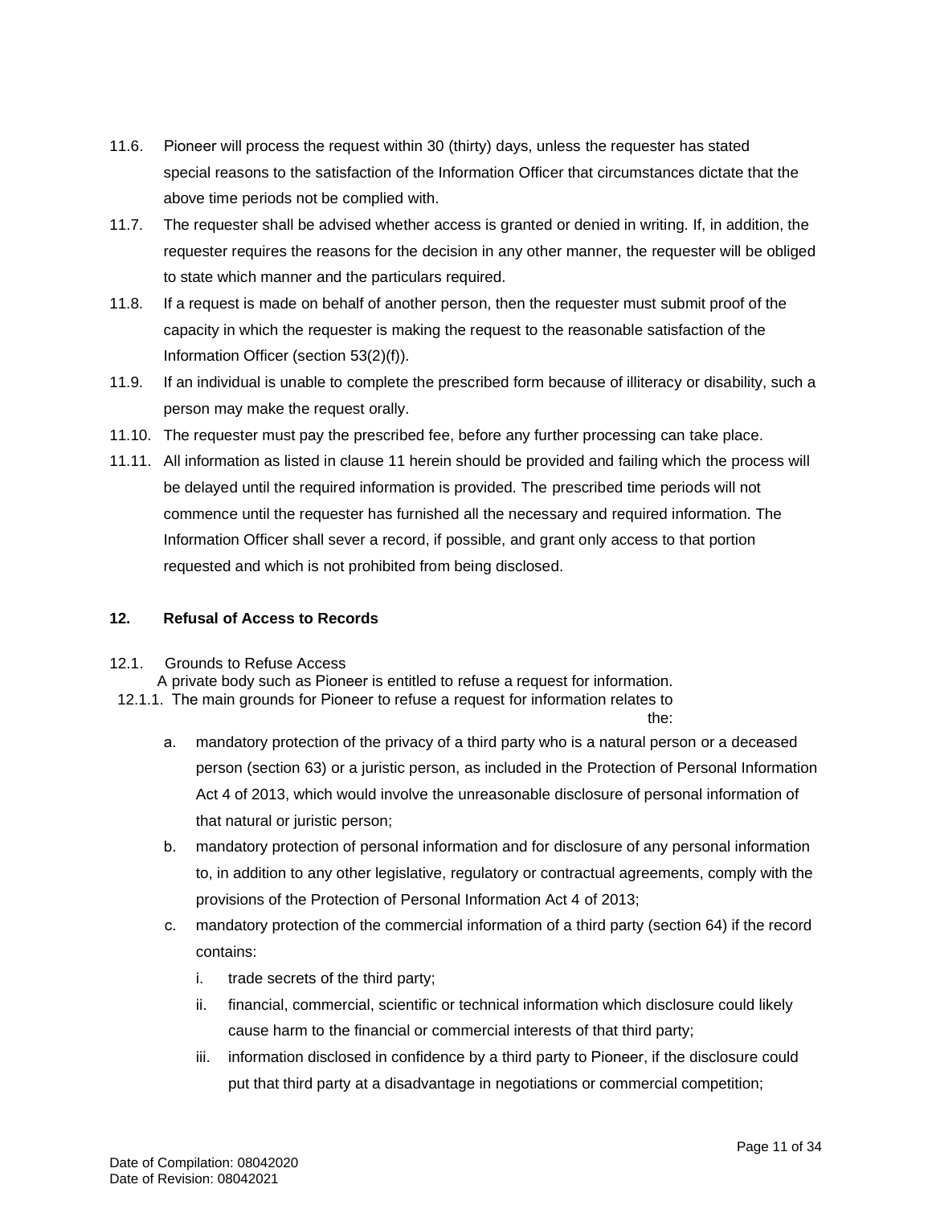11.6. Pioneer will process the request within 30 (thirty) days, unless the requester has stated special reasons to the satisfaction of the Information Officer that circumstances dictate that the above time periods not be complied with.

11.7. The requester shall be advised whether access is granted or denied in writing. If, in addition, the requester requires the reasons for the decision in any other manner, the requester will be obliged to state which manner and the particulars required.

11.8. If a request is made on behalf of another person, then the requester must submit proof of the capacity in which the requester is making the request to the reasonable satisfaction of the Information Officer (section 53(2)(f)).

11.9. If an individual is unable to complete the prescribed form because of illiteracy or disability, such a person may make the request orally.

11.10. The requester must pay the prescribed fee, before any further processing can take place.

11.11. All information as listed in clause 11 herein should be provided and failing which the process will be delayed until the required information is provided. The prescribed time periods will not commence until the requester has furnished all the necessary and required information. The Information Officer shall sever a record, if possible, and grant only access to that portion requested and which is not prohibited from being disclosed.

## 12. Refusal of Access to Records

12.1. Grounds to Refuse Access

A private body such as Pioneer is entitled to refuse a request for information.

12.1.1. The main grounds for Pioneer to refuse a request for information relates to the:

a. mandatory protection of the privacy of a third party who is a natural person or a deceased person (section 63) or a juristic person, as included in the Protection of Personal Information Act 4 of 2013, which would involve the unreasonable disclosure of personal information of that natural or juristic person;

b. mandatory protection of personal information and for disclosure of any personal information to, in addition to any other legislative, regulatory or contractual agreements, comply with the provisions of the Protection of Personal Information Act 4 of 2013;

c. mandatory protection of the commercial information of a third party (section 64) if the record contains:

   i. trade secrets of the third party;

   ii. financial, commercial, scientific or technical information which disclosure could likely cause harm to the financial or commercial interests of that third party;

   iii. information disclosed in confidence by a third party to Pioneer, if the disclosure could put that third party at a disadvantage in negotiations or commercial competition;

Date of Compilation: 08042020
Date of Revision: 08042021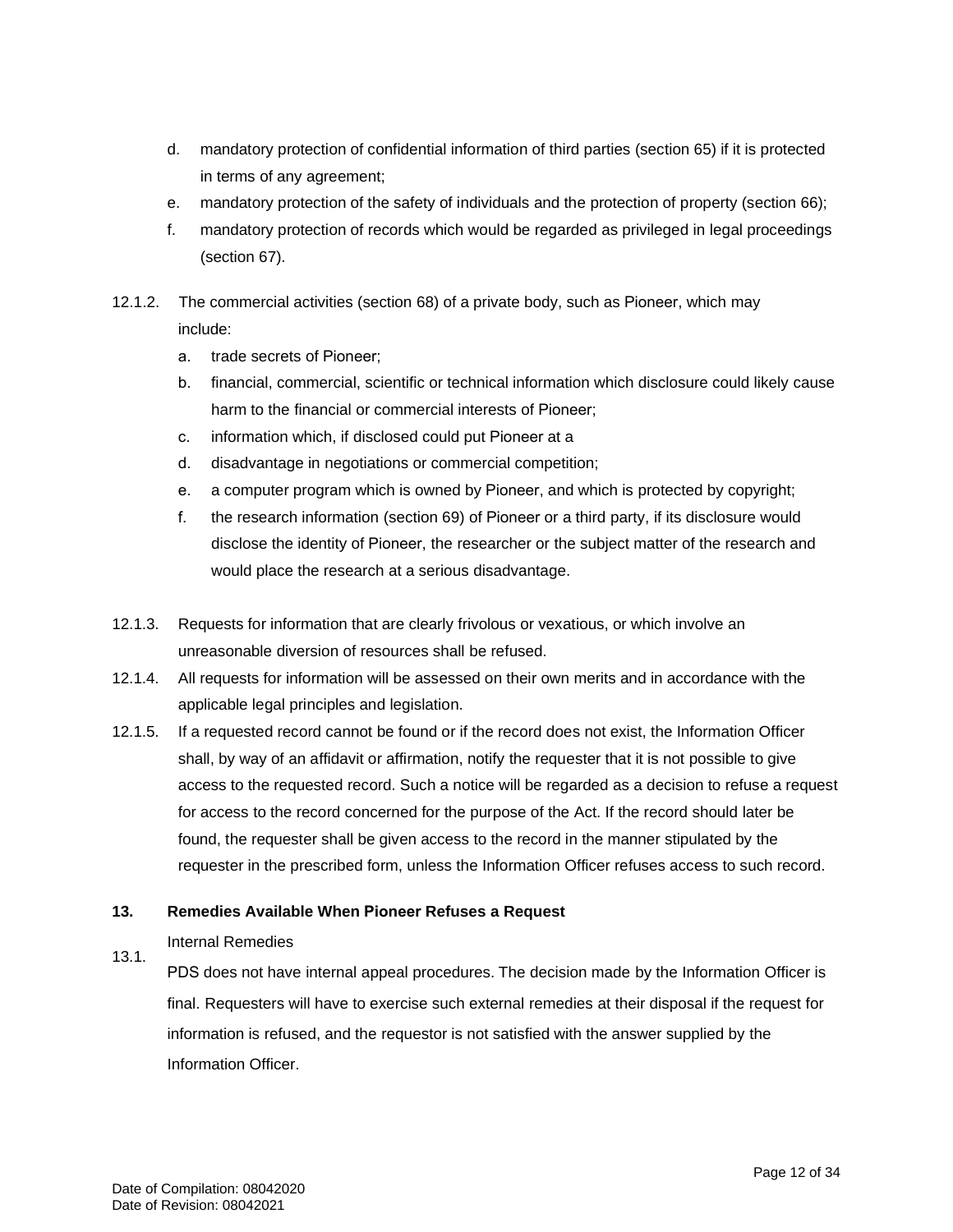d. mandatory protection of confidential information of third parties (section 65) if it is protected in terms of any agreement;
e. mandatory protection of the safety of individuals and the protection of property (section 66);
f. mandatory protection of records which would be regarded as privileged in legal proceedings (section 67).

12.1.2. The commercial activities (section 68) of a private body, such as Pioneer, which may include:

a. trade secrets of Pioneer;
b. financial, commercial, scientific or technical information which disclosure could likely cause harm to the financial or commercial interests of Pioneer;
c. information which, if disclosed could put Pioneer at a
d. disadvantage in negotiations or commercial competition;
e. a computer program which is owned by Pioneer, and which is protected by copyright;
f. the research information (section 69) of Pioneer or a third party, if its disclosure would disclose the identity of Pioneer, the researcher or the subject matter of the research and would place the research at a serious disadvantage.

12.1.3. Requests for information that are clearly frivolous or vexatious, or which involve an unreasonable diversion of resources shall be refused.

12.1.4. All requests for information will be assessed on their own merits and in accordance with the applicable legal principles and legislation.

12.1.5. If a requested record cannot be found or if the record does not exist, the Information Officer shall, by way of an affidavit or affirmation, notify the requester that it is not possible to give access to the requested record. Such a notice will be regarded as a decision to refuse a request for access to the record concerned for the purpose of the Act. If the record should later be found, the requester shall be given access to the record in the manner stipulated by the requester in the prescribed form, unless the Information Officer refuses access to such record.

**13. Remedies Available When Pioneer Refuses a Request**

13.1. Internal Remedies

PDS does not have internal appeal procedures. The decision made by the Information Officer is final. Requesters will have to exercise such external remedies at their disposal if the request for information is refused, and the requestor is not satisfied with the answer supplied by the Information Officer.

Date of Compilation: 08042020
Date of Revision: 08042021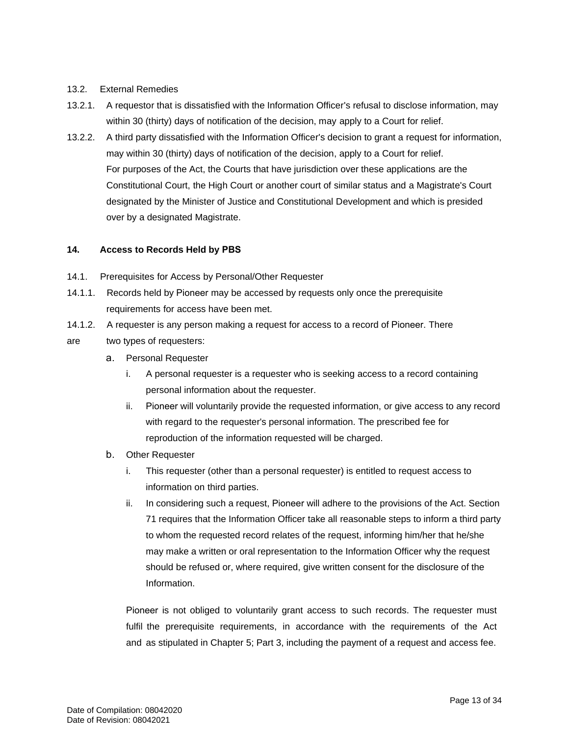13.2. External Remedies

13.2.1. A requestor that is dissatisfied with the Information Officer's refusal to disclose information, may within 30 (thirty) days of notification of the decision, may apply to a Court for relief.

13.2.2. A third party dissatisfied with the Information Officer's decision to grant a request for information, may within 30 (thirty) days of notification of the decision, apply to a Court for relief. For purposes of the Act, the Courts that have jurisdiction over these applications are the Constitutional Court, the High Court or another court of similar status and a Magistrate's Court designated by the Minister of Justice and Constitutional Development and which is presided over by a designated Magistrate.

## 14. Access to Records Held by PBS

14.1. Prerequisites for Access by Personal/Other Requester

14.1.1. Records held by Pioneer may be accessed by requests only once the prerequisite requirements for access have been met.

14.1.2. A requester is any person making a request for access to a record of Pioneer. There are two types of requesters:

a. Personal Requester
   i. A personal requester is a requester who is seeking access to a record containing personal information about the requester.
   ii. Pioneer will voluntarily provide the requested information, or give access to any record with regard to the requester's personal information. The prescribed fee for reproduction of the information requested will be charged.

b. Other Requester
   i. This requester (other than a personal requester) is entitled to request access to information on third parties.
   ii. In considering such a request, Pioneer will adhere to the provisions of the Act. Section 71 requires that the Information Officer take all reasonable steps to inform a third party to whom the requested record relates of the request, informing him/her that he/she may make a written or oral representation to the Information Officer why the request should be refused or, where required, give written consent for the disclosure of the Information.

Pioneer is not obliged to voluntarily grant access to such records. The requester must fulfil the prerequisite requirements, in accordance with the requirements of the Act and as stipulated in Chapter 5; Part 3, including the payment of a request and access fee.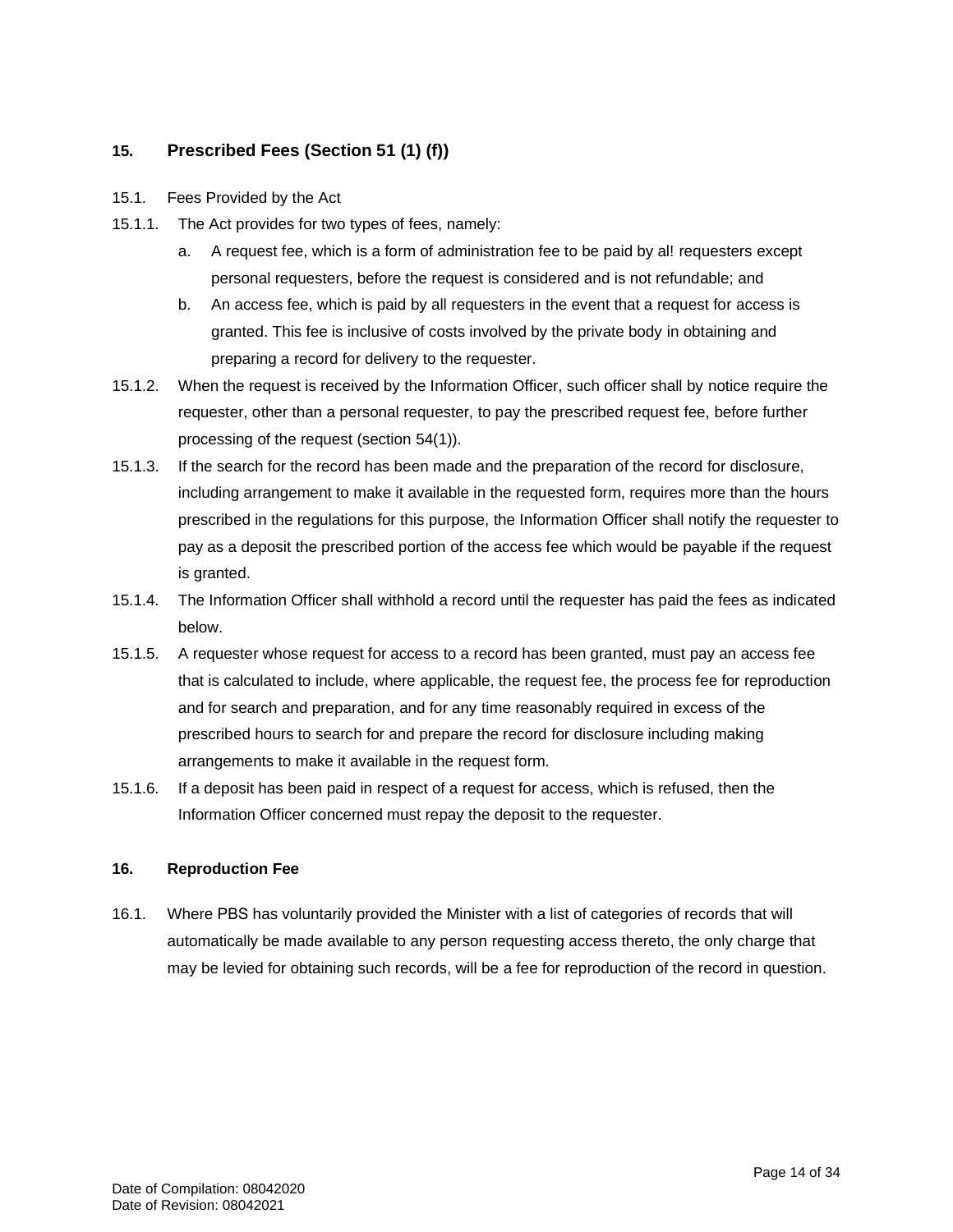## 15. Prescribed Fees (Section 51 (1) (f))

15.1. Fees Provided by the Act

15.1.1. The Act provides for two types of fees, namely:

a. A request fee, which is a form of administration fee to be paid by al! requesters except personal requesters, before the request is considered and is not refundable; and

b. An access fee, which is paid by all requesters in the event that a request for access is granted. This fee is inclusive of costs involved by the private body in obtaining and preparing a record for delivery to the requester.

15.1.2. When the request is received by the Information Officer, such officer shall by notice require the requester, other than a personal requester, to pay the prescribed request fee, before further processing of the request (section 54(1)).

15.1.3. If the search for the record has been made and the preparation of the record for disclosure, including arrangement to make it available in the requested form, requires more than the hours prescribed in the regulations for this purpose, the Information Officer shall notify the requester to pay as a deposit the prescribed portion of the access fee which would be payable if the request is granted.

15.1.4. The Information Officer shall withhold a record until the requester has paid the fees as indicated below.

15.1.5. A requester whose request for access to a record has been granted, must pay an access fee that is calculated to include, where applicable, the request fee, the process fee for reproduction and for search and preparation, and for any time reasonably required in excess of the prescribed hours to search for and prepare the record for disclosure including making arrangements to make it available in the request form.

15.1.6. If a deposit has been paid in respect of a request for access, which is refused, then the Information Officer concerned must repay the deposit to the requester.

## 16. Reproduction Fee

16.1. Where PBS has voluntarily provided the Minister with a list of categories of records that will automatically be made available to any person requesting access thereto, the only charge that may be levied for obtaining such records, will be a fee for reproduction of the record in question.

Date of Compilation: 08042020
Date of Revision: 08042021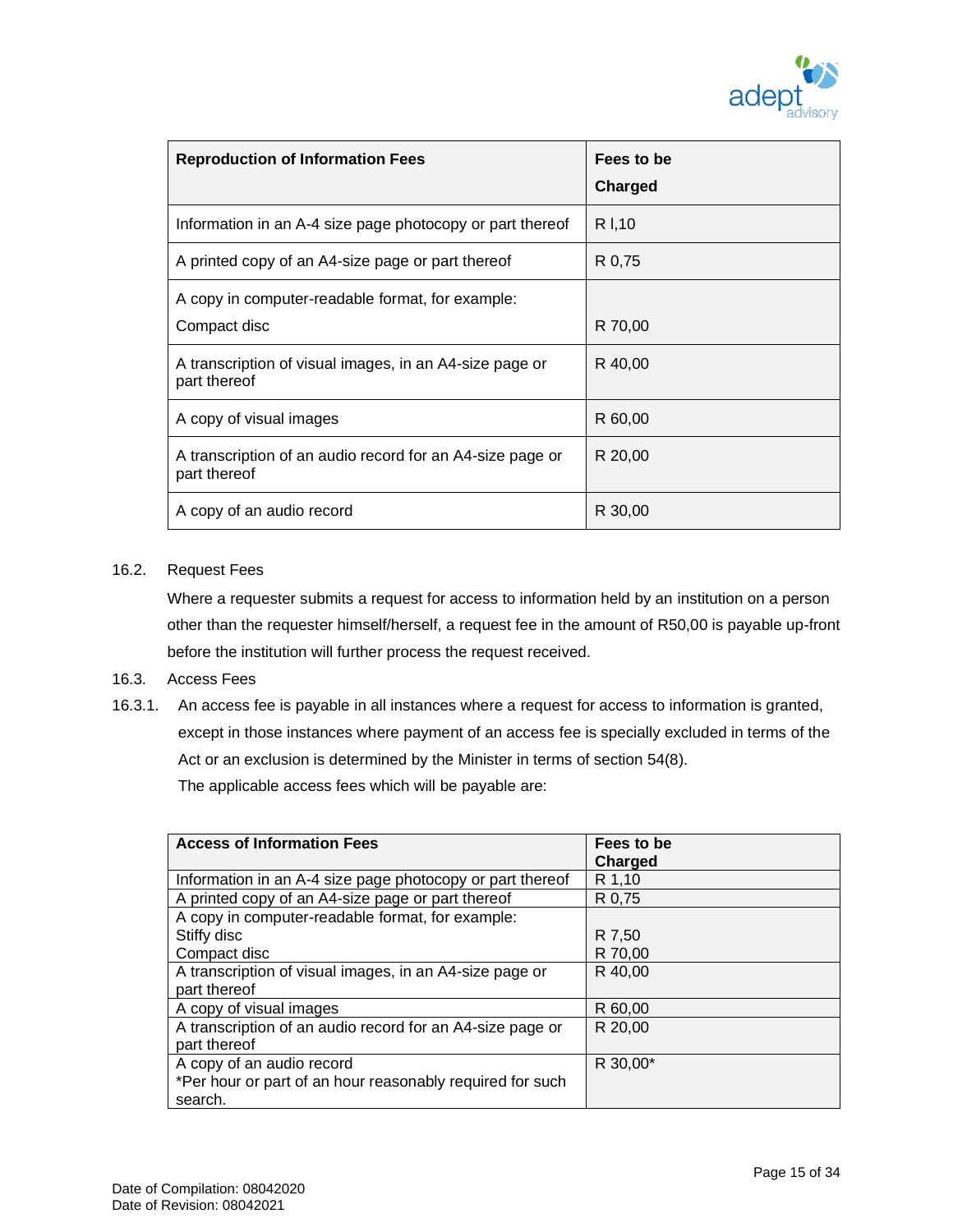| Reproduction of Information Fees | Fees to be Charged |
| --- | --- |
| Information in an A-4 size page photocopy or part thereof | R I,10 |
| A printed copy of an A4-size page or part thereof | R 0,75 |
| A copy in computer-readable format, for example: Compact disc | R 70,00 |
| A transcription of visual images, in an A4-size page or part thereof | R 40,00 |
| A copy of visual images | R 60,00 |
| A transcription of an audio record for an A4-size page or part thereof | R 20,00 |
| A copy of an audio record | R 30,00 |

16.2. Request Fees

Where a requester submits a request for access to information held by an institution on a person other than the requester himself/herself, a request fee in the amount of R50,00 is payable up-front before the institution will further process the request received.

16.3. Access Fees

16.3.1. An access fee is payable in all instances where a request for access to information is granted, except in those instances where payment of an access fee is specially excluded in terms of the Act or an exclusion is determined by the Minister in terms of section 54(8).

The applicable access fees which will be payable are:

| Access of Information Fees | Fees to be Charged |
| --- | --- |
| Information in an A-4 size page photocopy or part thereof | R 1,10 |
| A printed copy of an A4-size page or part thereof | R 0,75 |
| A copy in computer-readable format, for example:<br>Stiffy disc<br>Compact disc | <br>R 7,50<br>R 70,00 |
| A transcription of visual images, in an A4-size page or part thereof | R 40,00 |
| A copy of visual images | R 60,00 |
| A transcription of an audio record for an A4-size page or part thereof | R 20,00 |
| A copy of an audio record<br>*Per hour or part of an hour reasonably required for such search. | R 30,00* |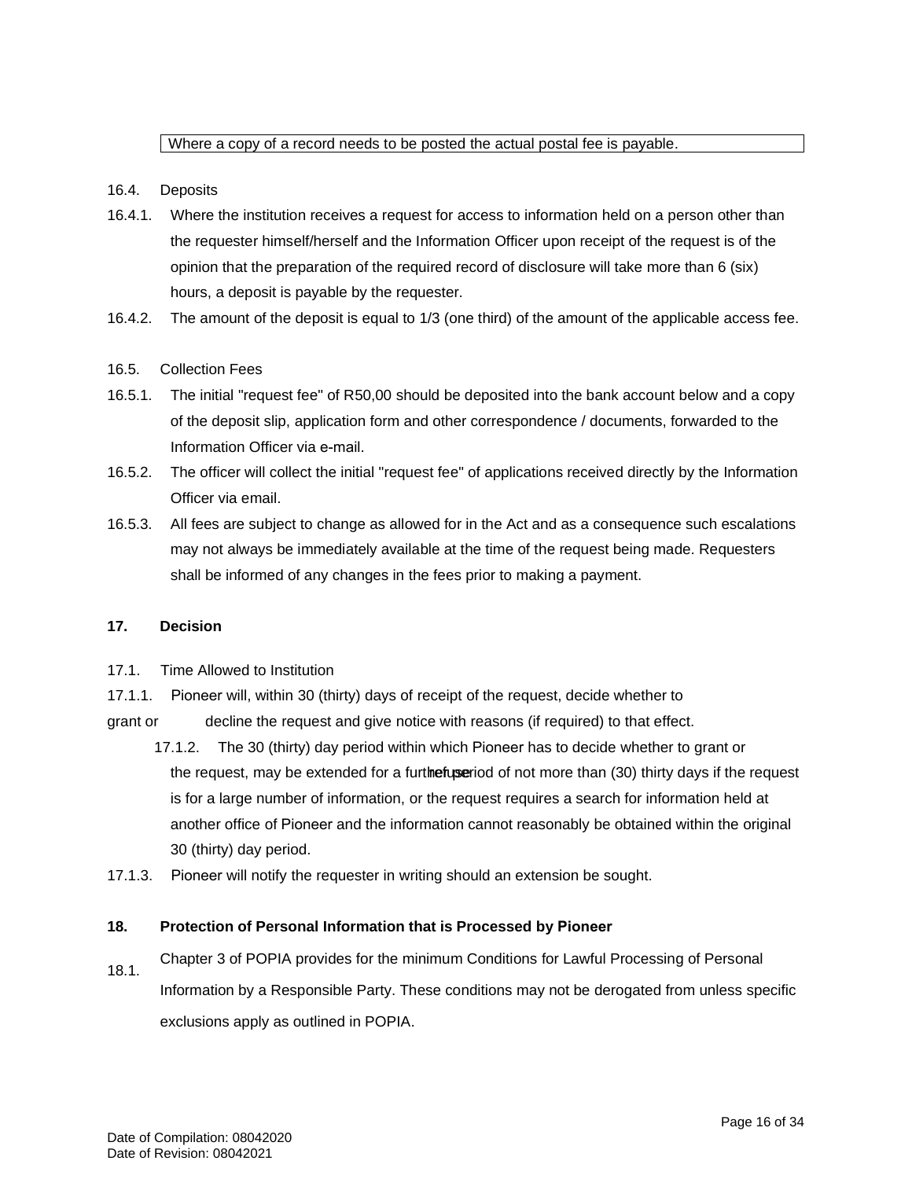| Where a copy of a record needs to be posted the actual postal fee is payable. |
|---|

16.4. Deposits

16.4.1. Where the institution receives a request for access to information held on a person other than the requester himself/herself and the Information Officer upon receipt of the request is of the opinion that the preparation of the required record of disclosure will take more than 6 (six) hours, a deposit is payable by the requester.

16.4.2. The amount of the deposit is equal to 1/3 (one third) of the amount of the applicable access fee.

16.5. Collection Fees

16.5.1. The initial "request fee" of R50,00 should be deposited into the bank account below and a copy of the deposit slip, application form and other correspondence / documents, forwarded to the Information Officer via e-mail.

16.5.2. The officer will collect the initial "request fee" of applications received directly by the Information Officer via email.

16.5.3. All fees are subject to change as allowed for in the Act and as a consequence such escalations may not always be immediately available at the time of the request being made. Requesters shall be informed of any changes in the fees prior to making a payment.

**17. Decision**

17.1. Time Allowed to Institution

17.1.1. Pioneer will, within 30 (thirty) days of receipt of the request, decide whether to grant or decline the request and give notice with reasons (if required) to that effect.

17.1.2. The 30 (thirty) day period within which Pioneer has to decide whether to grant or refuse the request, may be extended for a further period of not more than (30) thirty days if the request is for a large number of information, or the request requires a search for information held at another office of Pioneer and the information cannot reasonably be obtained within the original 30 (thirty) day period.

17.1.3. Pioneer will notify the requester in writing should an extension be sought.

**18. Protection of Personal Information that is Processed by Pioneer**

18.1. Chapter 3 of POPIA provides for the minimum Conditions for Lawful Processing of Personal Information by a Responsible Party. These conditions may not be derogated from unless specific exclusions apply as outlined in POPIA.

Date of Compilation: 08042020
Date of Revision: 08042021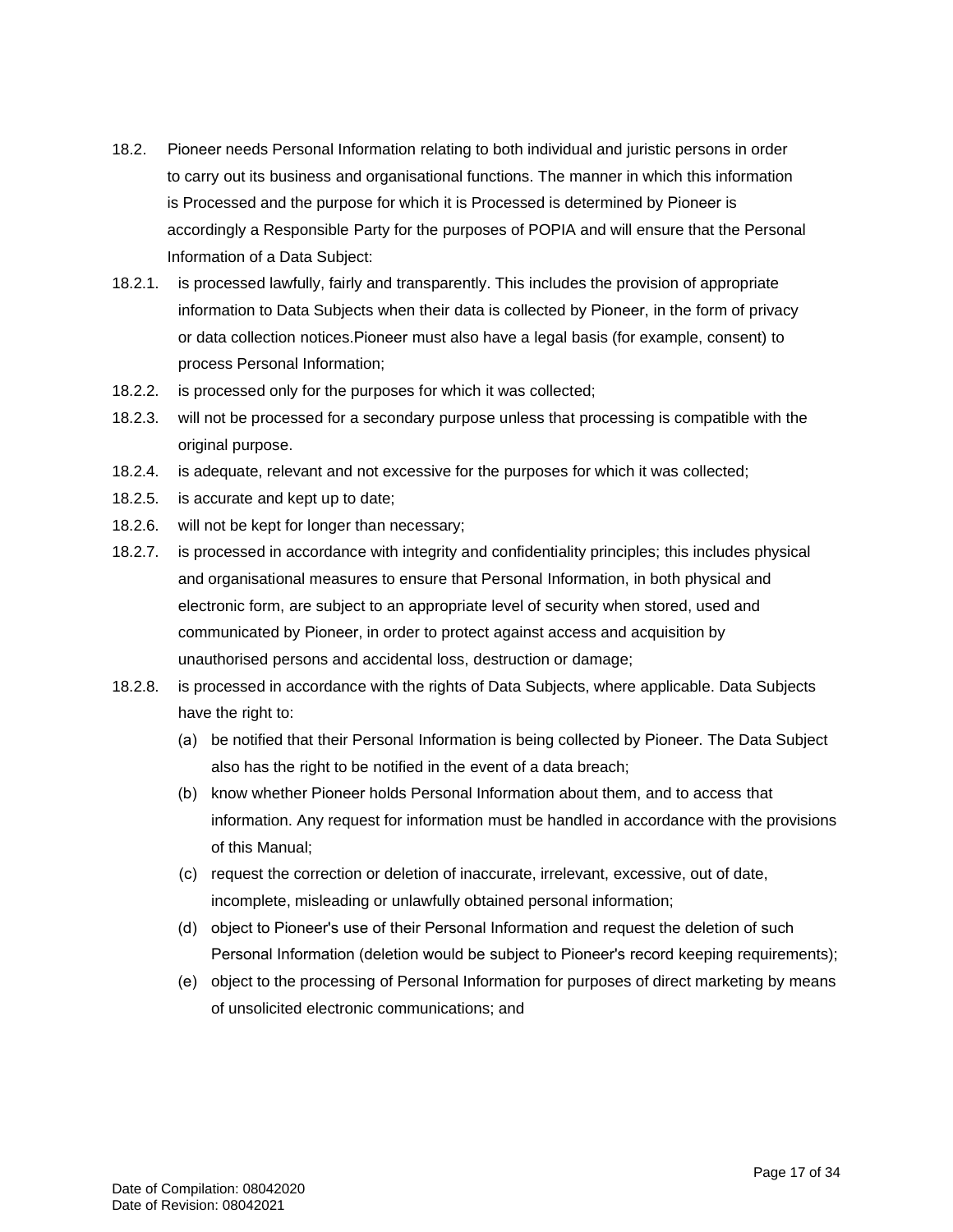18.2. Pioneer needs Personal Information relating to both individual and juristic persons in order to carry out its business and organisational functions. The manner in which this information is Processed and the purpose for which it is Processed is determined by Pioneer is accordingly a Responsible Party for the purposes of POPIA and will ensure that the Personal Information of a Data Subject:

18.2.1. is processed lawfully, fairly and transparently. This includes the provision of appropriate information to Data Subjects when their data is collected by Pioneer, in the form of privacy or data collection notices.Pioneer must also have a legal basis (for example, consent) to process Personal Information;

18.2.2. is processed only for the purposes for which it was collected;

18.2.3. will not be processed for a secondary purpose unless that processing is compatible with the original purpose.

18.2.4. is adequate, relevant and not excessive for the purposes for which it was collected;

18.2.5. is accurate and kept up to date;

18.2.6. will not be kept for longer than necessary;

18.2.7. is processed in accordance with integrity and confidentiality principles; this includes physical and organisational measures to ensure that Personal Information, in both physical and electronic form, are subject to an appropriate level of security when stored, used and communicated by Pioneer, in order to protect against access and acquisition by unauthorised persons and accidental loss, destruction or damage;

18.2.8. is processed in accordance with the rights of Data Subjects, where applicable. Data Subjects have the right to:

(a) be notified that their Personal Information is being collected by Pioneer. The Data Subject also has the right to be notified in the event of a data breach;

(b) know whether Pioneer holds Personal Information about them, and to access that information. Any request for information must be handled in accordance with the provisions of this Manual;

(c) request the correction or deletion of inaccurate, irrelevant, excessive, out of date, incomplete, misleading or unlawfully obtained personal information;

(d) object to Pioneer's use of their Personal Information and request the deletion of such Personal Information (deletion would be subject to Pioneer's record keeping requirements);

(e) object to the processing of Personal Information for purposes of direct marketing by means of unsolicited electronic communications; and

Date of Compilation: 08042020
Date of Revision: 08042021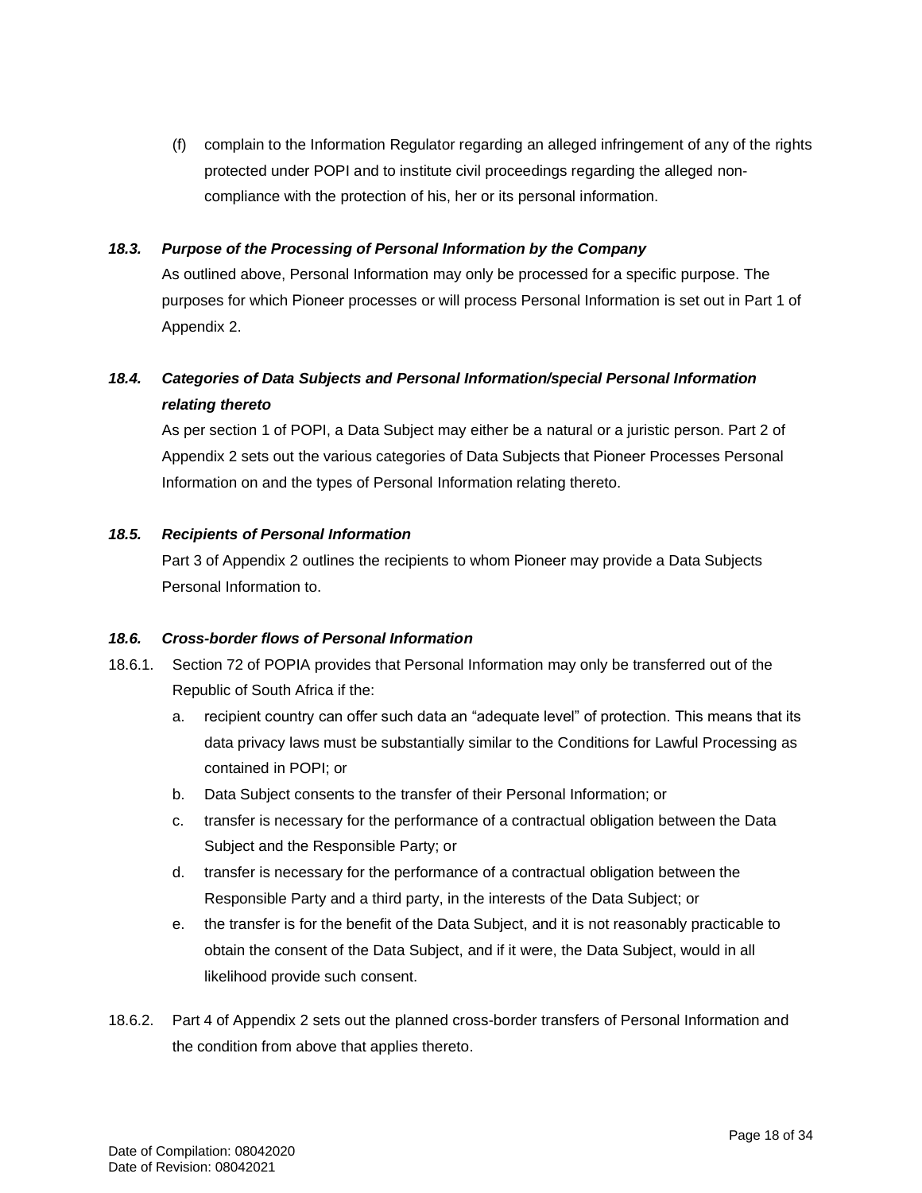(f) complain to the Information Regulator regarding an alleged infringement of any of the rights protected under POPI and to institute civil proceedings regarding the alleged non-compliance with the protection of his, her or its personal information.

### *18.3. Purpose of the Processing of Personal Information by the Company*

As outlined above, Personal Information may only be processed for a specific purpose. The purposes for which Pioneer processes or will process Personal Information is set out in Part 1 of Appendix 2.

### *18.4. Categories of Data Subjects and Personal Information/special Personal Information relating thereto*

As per section 1 of POPI, a Data Subject may either be a natural or a juristic person. Part 2 of Appendix 2 sets out the various categories of Data Subjects that Pioneer Processes Personal Information on and the types of Personal Information relating thereto.

### *18.5. Recipients of Personal Information*

Part 3 of Appendix 2 outlines the recipients to whom Pioneer may provide a Data Subjects Personal Information to.

### *18.6. Cross-border flows of Personal Information*

18.6.1. Section 72 of POPIA provides that Personal Information may only be transferred out of the Republic of South Africa if the:

a. recipient country can offer such data an "adequate level" of protection. This means that its data privacy laws must be substantially similar to the Conditions for Lawful Processing as contained in POPI; or
b. Data Subject consents to the transfer of their Personal Information; or
c. transfer is necessary for the performance of a contractual obligation between the Data Subject and the Responsible Party; or
d. transfer is necessary for the performance of a contractual obligation between the Responsible Party and a third party, in the interests of the Data Subject; or
e. the transfer is for the benefit of the Data Subject, and it is not reasonably practicable to obtain the consent of the Data Subject, and if it were, the Data Subject, would in all likelihood provide such consent.

18.6.2. Part 4 of Appendix 2 sets out the planned cross-border transfers of Personal Information and the condition from above that applies thereto.

Date of Compilation: 08042020
Date of Revision: 08042021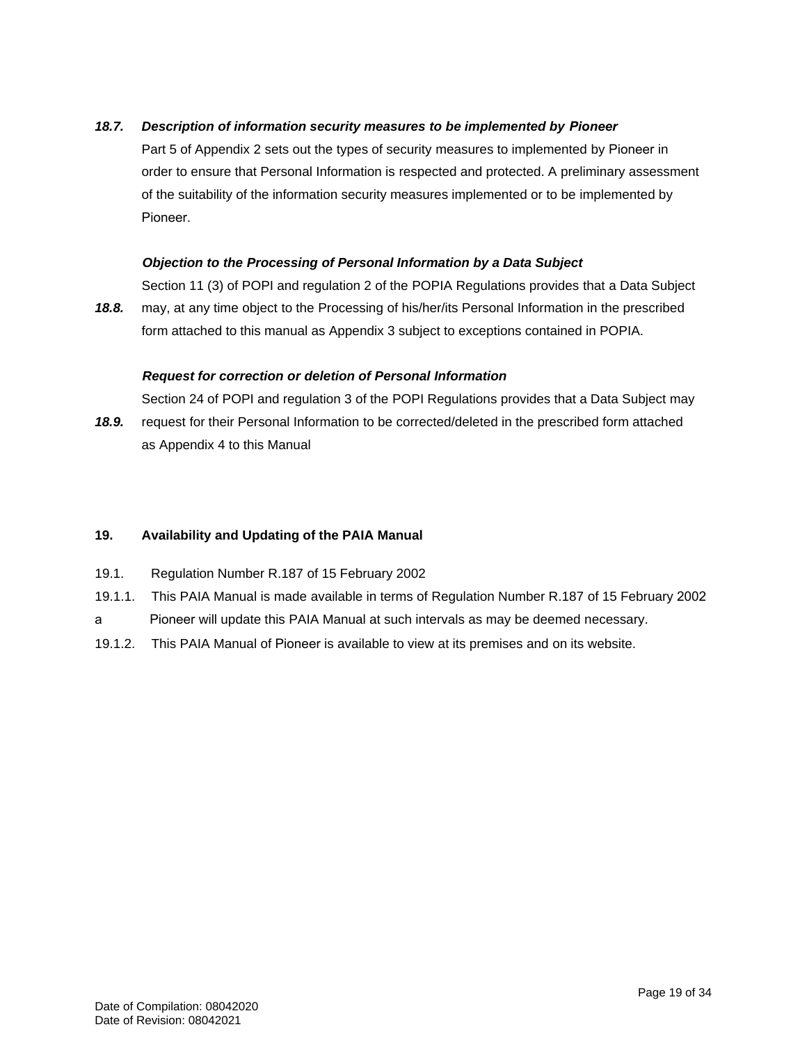***18.7. Description of information security measures to be implemented by Pioneer***

Part 5 of Appendix 2 sets out the types of security measures to implemented by Pioneer in order to ensure that Personal Information is respected and protected. A preliminary assessment of the suitability of the information security measures implemented or to be implemented by Pioneer.

***18.8. Objection to the Processing of Personal Information by a Data Subject***

Section 11 (3) of POPI and regulation 2 of the POPIA Regulations provides that a Data Subject may, at any time object to the Processing of his/her/its Personal Information in the prescribed form attached to this manual as Appendix 3 subject to exceptions contained in POPIA.

***18.9. Request for correction or deletion of Personal Information***

Section 24 of POPI and regulation 3 of the POPI Regulations provides that a Data Subject may request for their Personal Information to be corrected/deleted in the prescribed form attached as Appendix 4 to this Manual

## 19. Availability and Updating of the PAIA Manual

19.1. Regulation Number R.187 of 15 February 2002

19.1.1. This PAIA Manual is made available in terms of Regulation Number R.187 of 15 February 2002

a Pioneer will update this PAIA Manual at such intervals as may be deemed necessary.

19.1.2. This PAIA Manual of Pioneer is available to view at its premises and on its website.

Date of Compilation: 08042020
Date of Revision: 08042021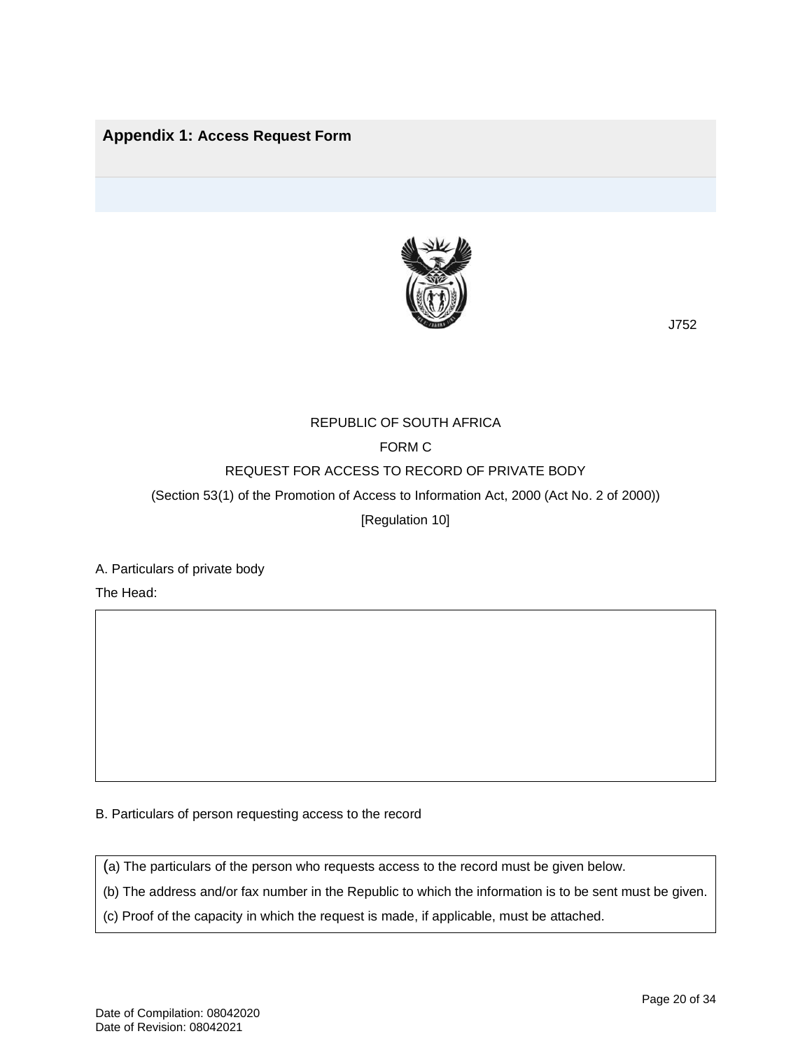## Appendix 1: Access Request Form

J752

REPUBLIC OF SOUTH AFRICA

FORM C

REQUEST FOR ACCESS TO RECORD OF PRIVATE BODY

(Section 53(1) of the Promotion of Access to Information Act, 2000 (Act No. 2 of 2000))

[Regulation 10]

A. Particulars of private body

The Head:

|   |
|---|
|   |

B. Particulars of person requesting access to the record

| (a) The particulars of the person who requests access to the record must be given below.<br>(b) The address and/or fax number in the Republic to which the information is to be sent must be given.<br>(c) Proof of the capacity in which the request is made, if applicable, must be attached. |
|---|

Date of Compilation: 08042020
Date of Revision: 08042021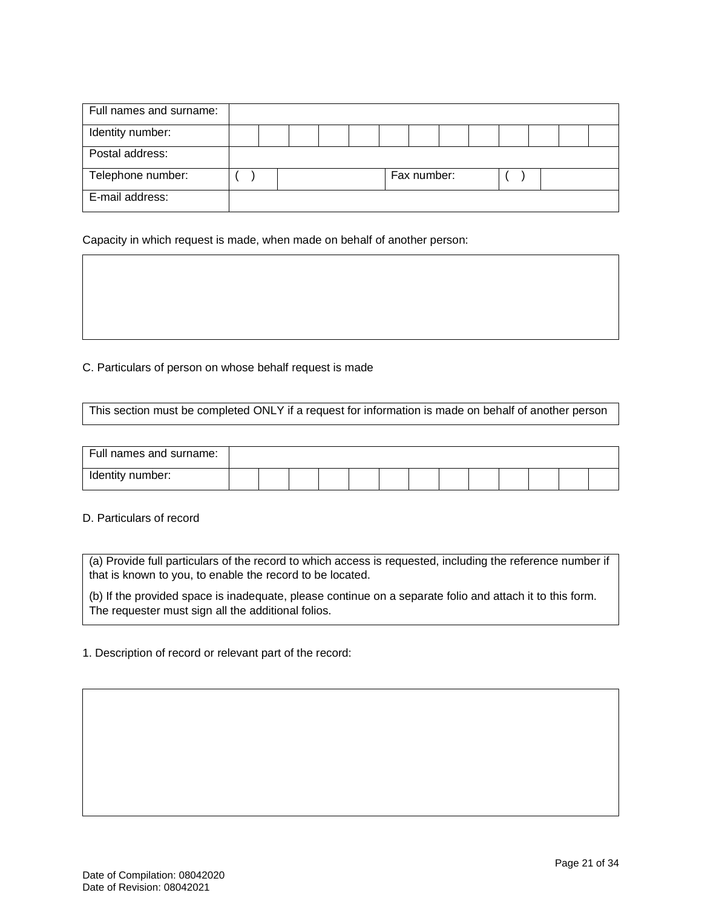| Full names and surname: | | | | | | | | | | | | | |
|---|---|---|---|---|---|---|---|---|---|---|---|---|---|
| Identity number: | | | | | | | | | | | | | |
| Postal address: | | | | | | | | | | | | | |
| Telephone number: | ( ) | | | | Fax number: | | | ( ) | | | | | |
| E-mail address: | | | | | | | | | | | | | |

Capacity in which request is made, when made on behalf of another person:

| |
|---|
| |

C. Particulars of person on whose behalf request is made

| This section must be completed ONLY if a request for information is made on behalf of another person |
|---|

| Full names and surname: | | | | | | | | | | | | | |
|---|---|---|---|---|---|---|---|---|---|---|---|---|---|
| Identity number: | | | | | | | | | | | | | |

D. Particulars of record

| (a) Provide full particulars of the record to which access is requested, including the reference number if that is known to you, to enable the record to be located.<br>(b) If the provided space is inadequate, please continue on a separate folio and attach it to this form. The requester must sign all the additional folios. |
|---|

1. Description of record or relevant part of the record:

| |
|---|
| |

Date of Compilation: 08042020
Date of Revision: 08042021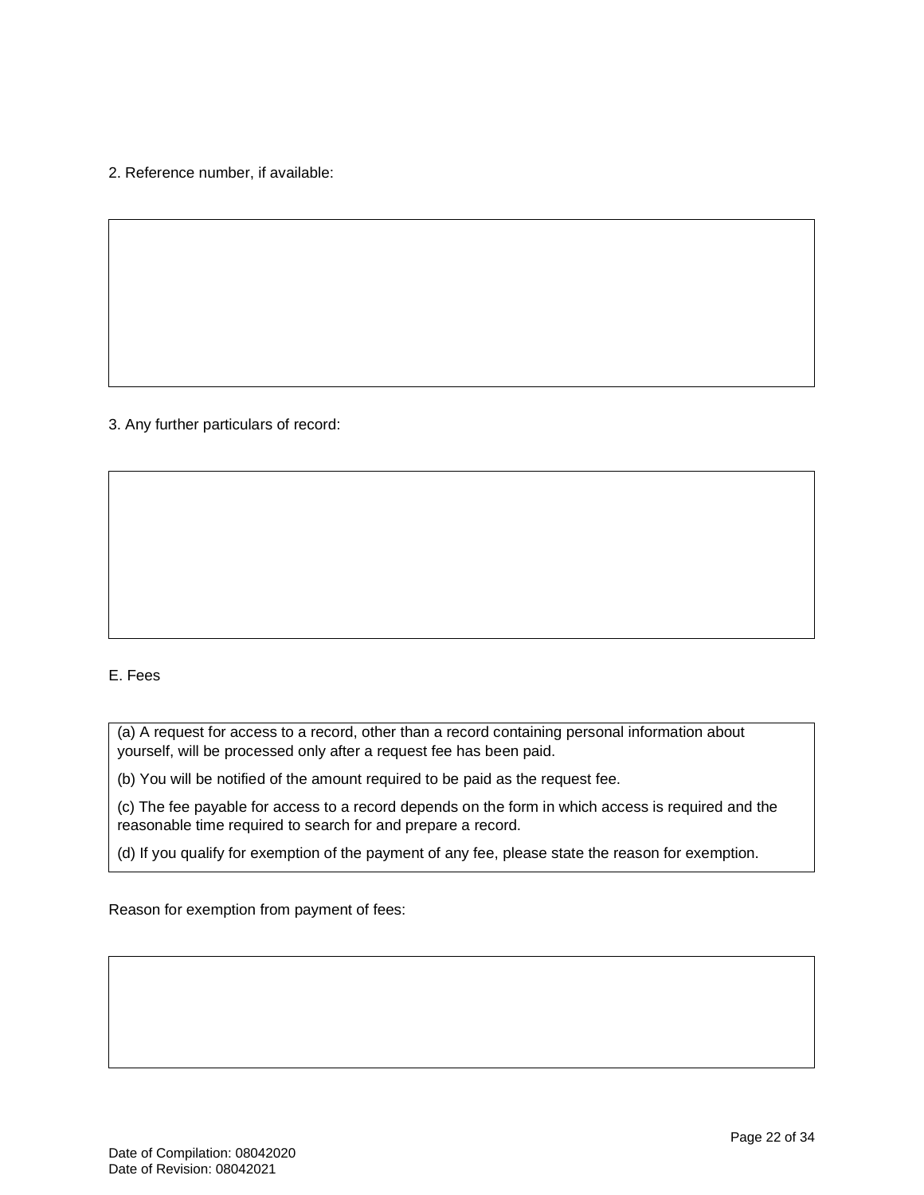2. Reference number, if available:

3. Any further particulars of record:

E. Fees

(a) A request for access to a record, other than a record containing personal information about yourself, will be processed only after a request fee has been paid.

(b) You will be notified of the amount required to be paid as the request fee.

(c) The fee payable for access to a record depends on the form in which access is required and the reasonable time required to search for and prepare a record.

(d) If you qualify for exemption of the payment of any fee, please state the reason for exemption.

Reason for exemption from payment of fees:

Date of Compilation: 08042020
Date of Revision: 08042021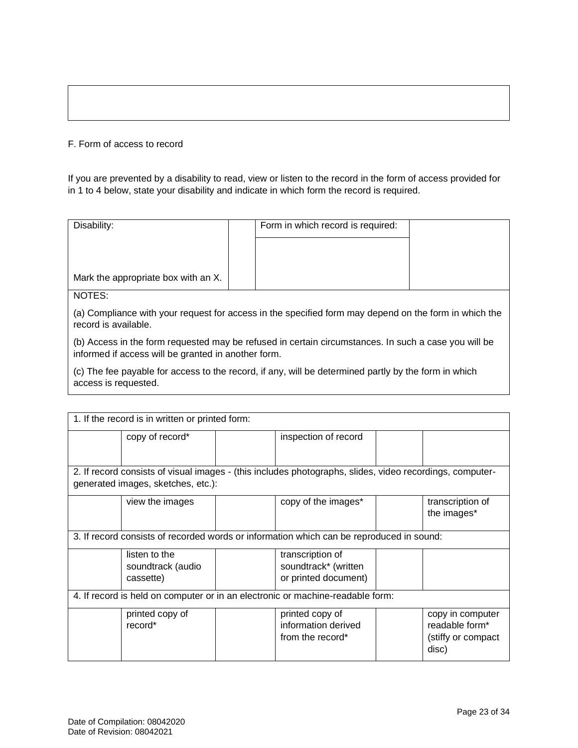F. Form of access to record

If you are prevented by a disability to read, view or listen to the record in the form of access provided for in 1 to 4 below, state your disability and indicate in which form the record is required.

| Disability:<br><br>Mark the appropriate box with an X. | | Form in which record is required: | |
|---|---|---|---|

NOTES:

(a) Compliance with your request for access in the specified form may depend on the form in which the record is available.

(b) Access in the form requested may be refused in certain circumstances. In such a case you will be informed if access will be granted in another form.

(c) The fee payable for access to the record, if any, will be determined partly by the form in which access is requested.

| 1. If the record is in written or printed form: | | | | | |
|---|---|---|---|---|---|
| | copy of record* | | inspection of record | | |
| 2. If record consists of visual images - (this includes photographs, slides, video recordings, computer-generated images, sketches, etc.): | | | | | |
| | view the images | | copy of the images* | | transcription of the images* |
| 3. If record consists of recorded words or information which can be reproduced in sound: | | | | | |
| | listen to the soundtrack (audio cassette) | | transcription of soundtrack* (written or printed document) | | |
| 4. If record is held on computer or in an electronic or machine-readable form: | | | | | |
| | printed copy of record* | | printed copy of information derived from the record* | | copy in computer readable form* (stiffy or compact disc) |

Date of Compilation: 08042020
Date of Revision: 08042021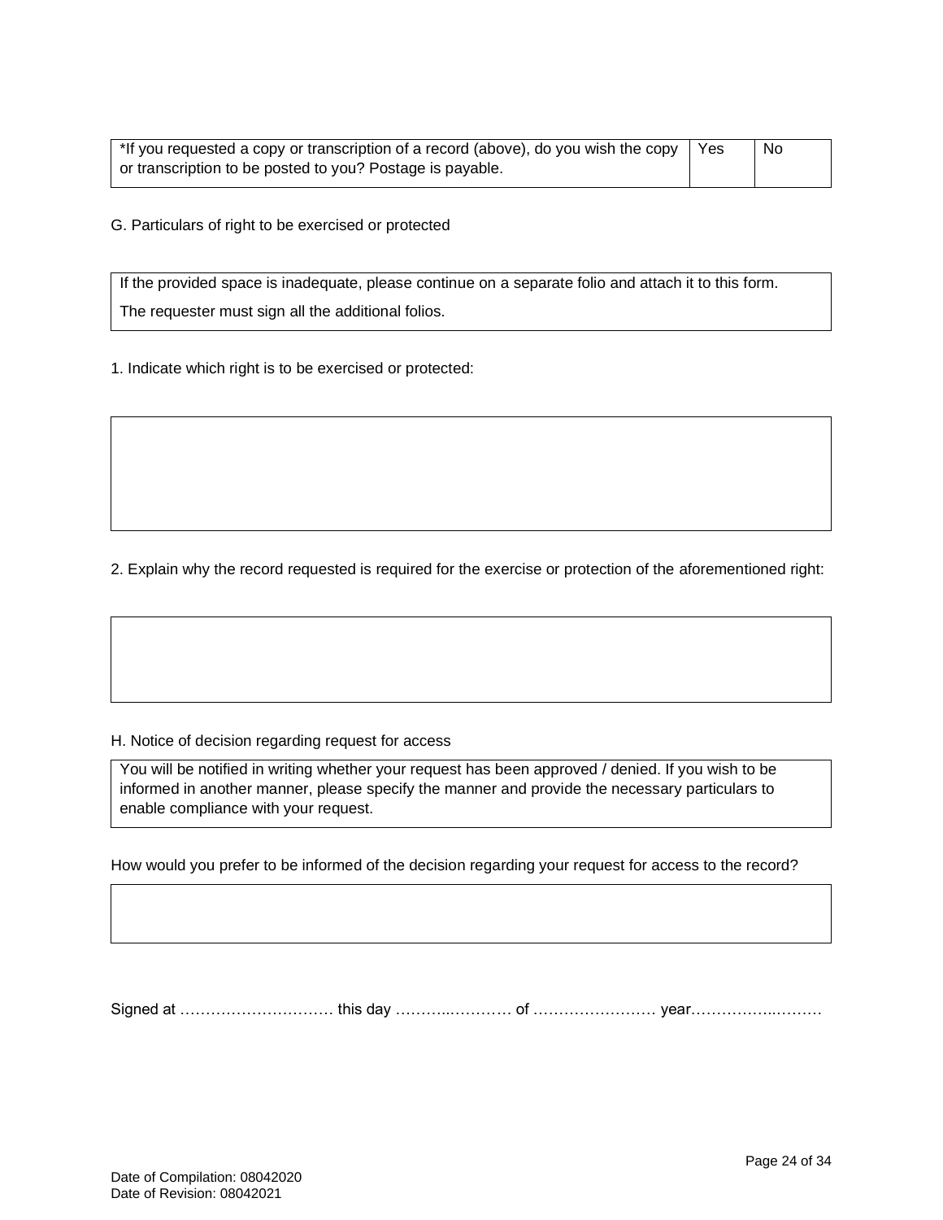| *If you requested a copy or transcription of a record (above), do you wish the copy or transcription to be posted to you? Postage is payable. | Yes | No |
|---|---|---|

G. Particulars of right to be exercised or protected

| If the provided space is inadequate, please continue on a separate folio and attach it to this form.<br>The requester must sign all the additional folios. |
|---|

1. Indicate which right is to be exercised or protected:

| |
|---|
| |

2. Explain why the record requested is required for the exercise or protection of the aforementioned right:

| |
|---|
| |

H. Notice of decision regarding request for access

| You will be notified in writing whether your request has been approved / denied. If you wish to be informed in another manner, please specify the manner and provide the necessary particulars to enable compliance with your request. |
|---|

How would you prefer to be informed of the decision regarding your request for access to the record?

| |
|---|
| |

Signed at ………………………… this day ………..………… of …………………… year…………..………

Date of Compilation: 08042020
Date of Revision: 08042021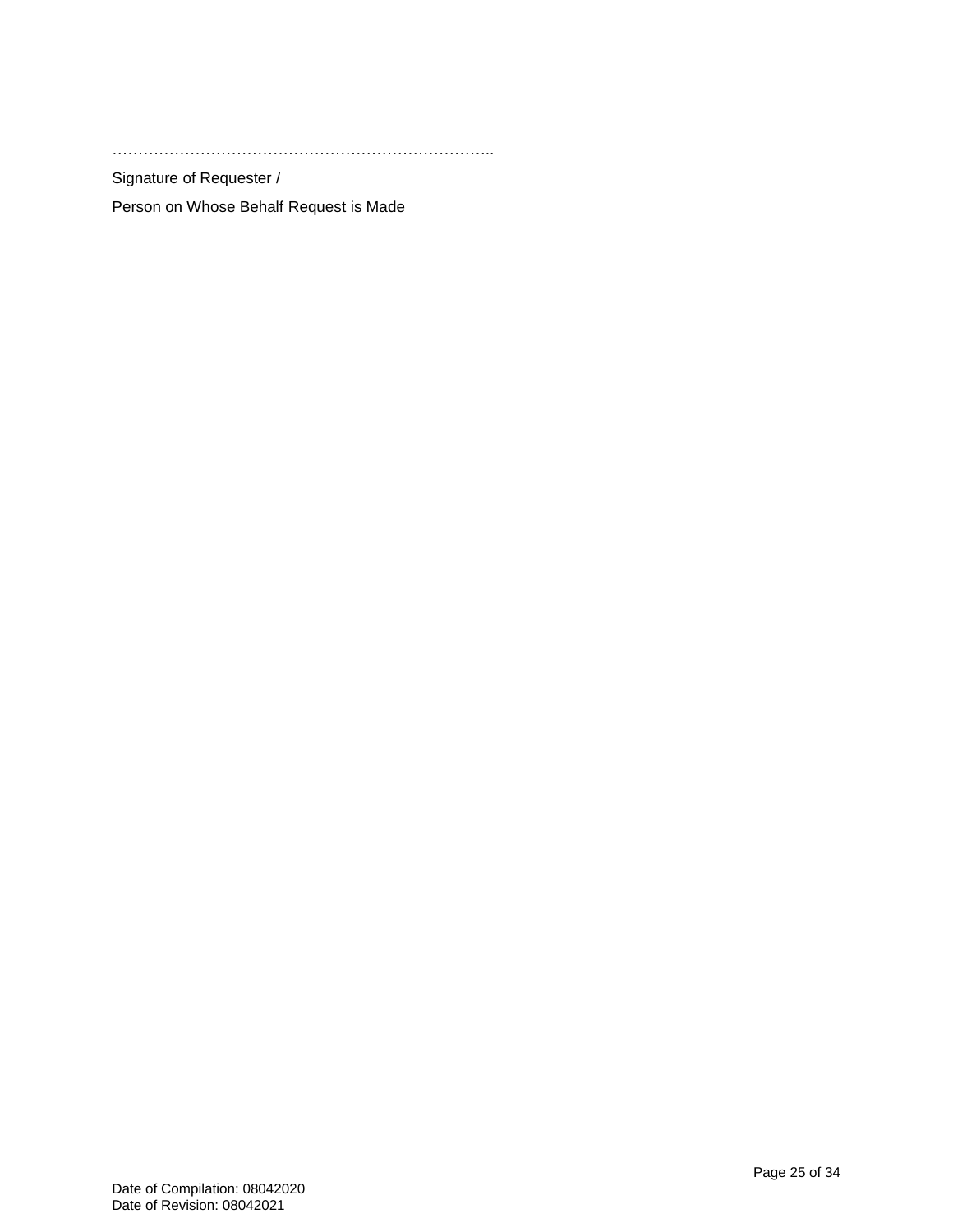………………………………………………………………..

Signature of Requester /

Person on Whose Behalf Request is Made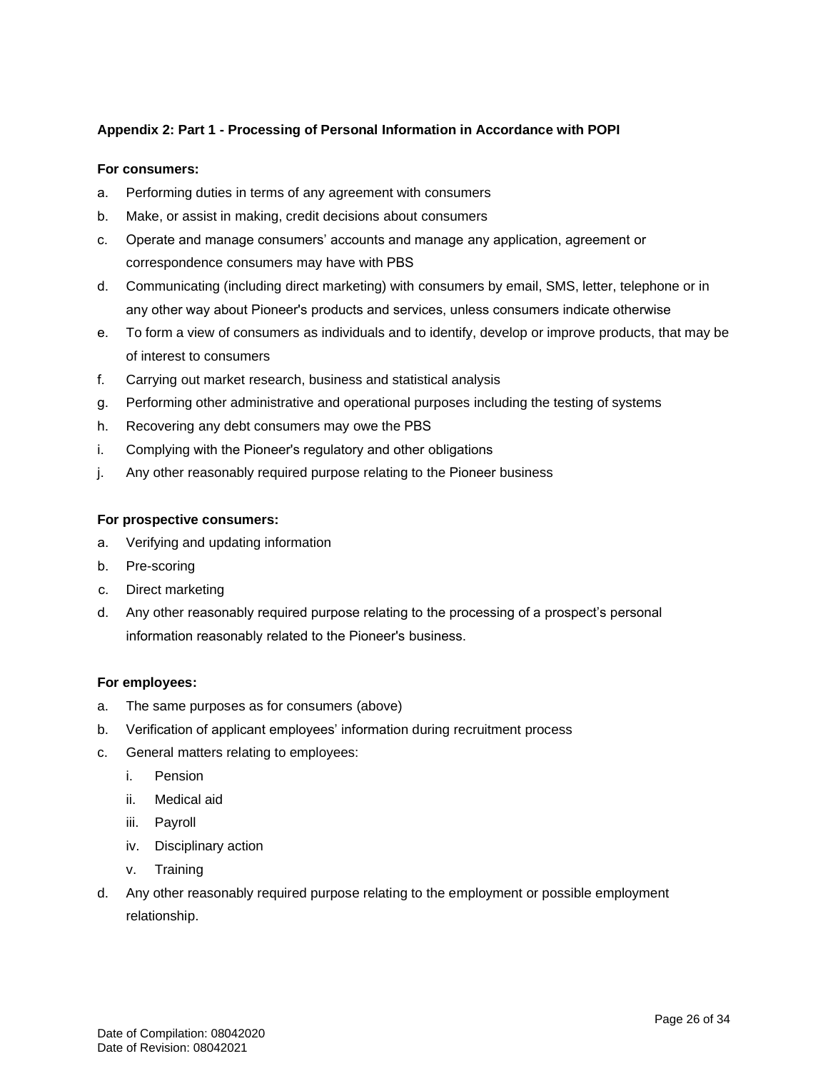**Appendix 2: Part 1 - Processing of Personal Information in Accordance with POPI**

**For consumers:**

a. Performing duties in terms of any agreement with consumers
b. Make, or assist in making, credit decisions about consumers
c. Operate and manage consumers' accounts and manage any application, agreement or correspondence consumers may have with PBS
d. Communicating (including direct marketing) with consumers by email, SMS, letter, telephone or in any other way about Pioneer's products and services, unless consumers indicate otherwise
e. To form a view of consumers as individuals and to identify, develop or improve products, that may be of interest to consumers
f. Carrying out market research, business and statistical analysis
g. Performing other administrative and operational purposes including the testing of systems
h. Recovering any debt consumers may owe the PBS
i. Complying with the Pioneer's regulatory and other obligations
j. Any other reasonably required purpose relating to the Pioneer business

**For prospective consumers:**

a. Verifying and updating information
b. Pre-scoring
c. Direct marketing
d. Any other reasonably required purpose relating to the processing of a prospect's personal information reasonably related to the Pioneer's business.

**For employees:**

a. The same purposes as for consumers (above)
b. Verification of applicant employees' information during recruitment process
c. General matters relating to employees:
    i. Pension
    ii. Medical aid
    iii. Payroll
    iv. Disciplinary action
    v. Training
d. Any other reasonably required purpose relating to the employment or possible employment relationship.

Date of Compilation: 08042020
Date of Revision: 08042021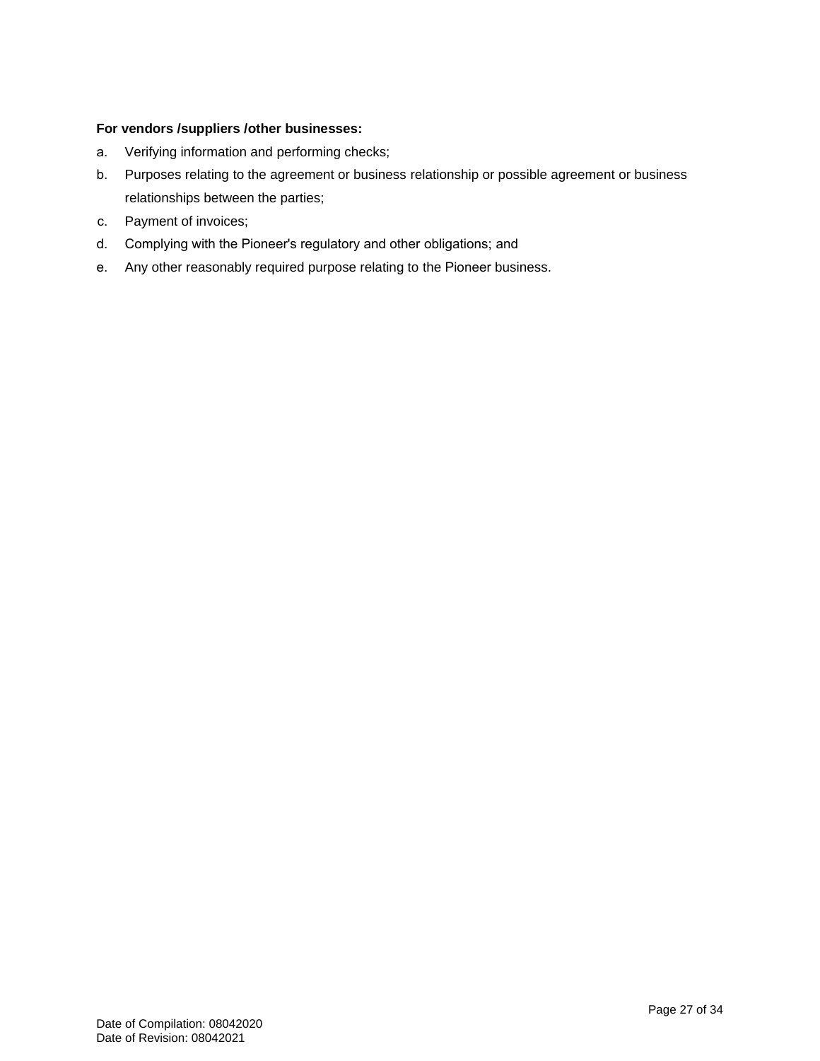**For vendors /suppliers /other businesses:**

a. Verifying information and performing checks;

b. Purposes relating to the agreement or business relationship or possible agreement or business relationships between the parties;

c. Payment of invoices;

d. Complying with the Pioneer's regulatory and other obligations; and

e. Any other reasonably required purpose relating to the Pioneer business.

Date of Compilation: 08042020
Date of Revision: 08042021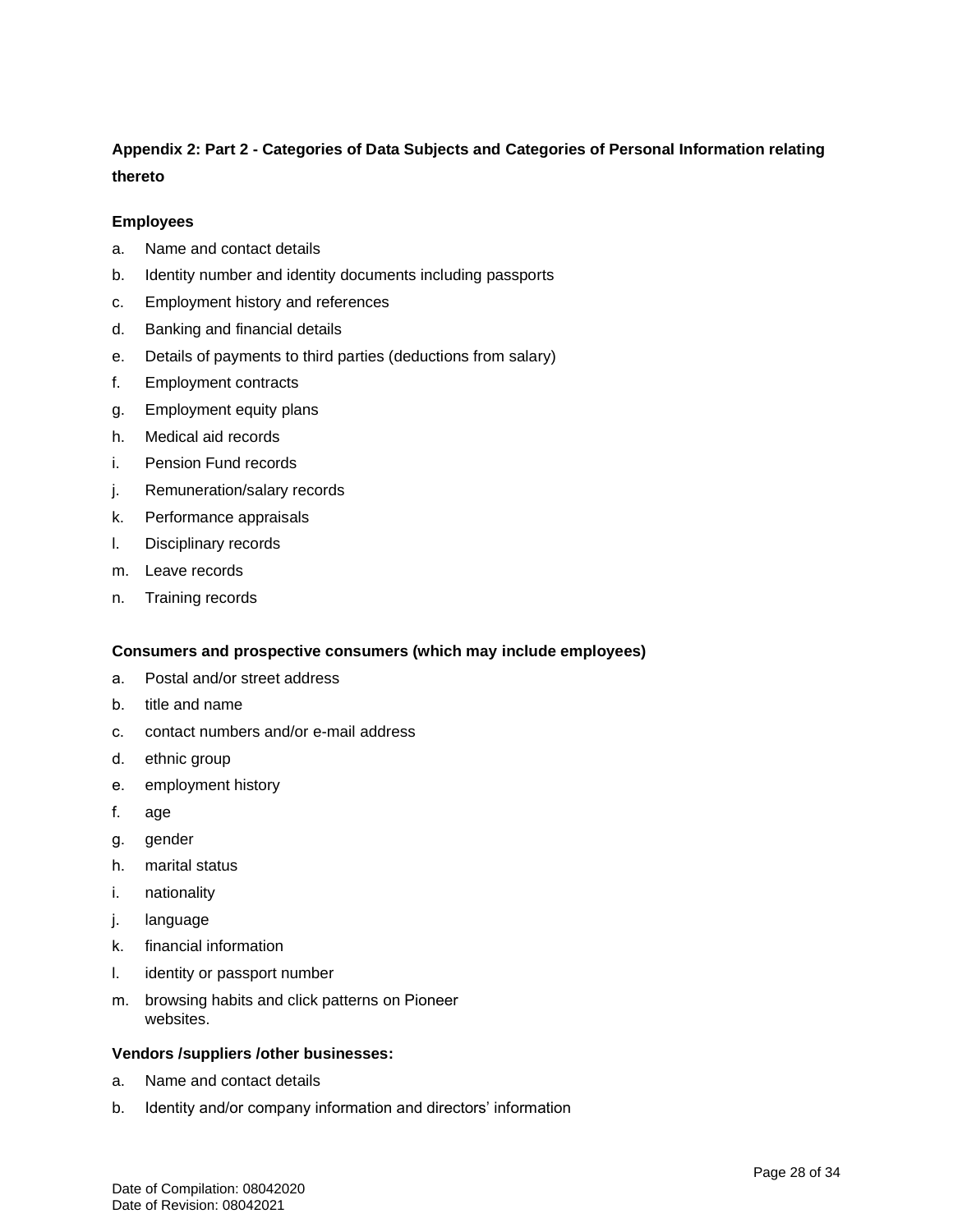**Appendix 2: Part 2 - Categories of Data Subjects and Categories of Personal Information relating thereto**

**Employees**

a. Name and contact details
b. Identity number and identity documents including passports
c. Employment history and references
d. Banking and financial details
e. Details of payments to third parties (deductions from salary)
f. Employment contracts
g. Employment equity plans
h. Medical aid records
i. Pension Fund records
j. Remuneration/salary records
k. Performance appraisals
l. Disciplinary records
m. Leave records
n. Training records

**Consumers and prospective consumers (which may include employees)**

a. Postal and/or street address
b. title and name
c. contact numbers and/or e-mail address
d. ethnic group
e. employment history
f. age
g. gender
h. marital status
i. nationality
j. language
k. financial information
l. identity or passport number
m. browsing habits and click patterns on Pioneer websites.

**Vendors /suppliers /other businesses:**

a. Name and contact details
b. Identity and/or company information and directors' information

Date of Compilation: 08042020
Date of Revision: 08042021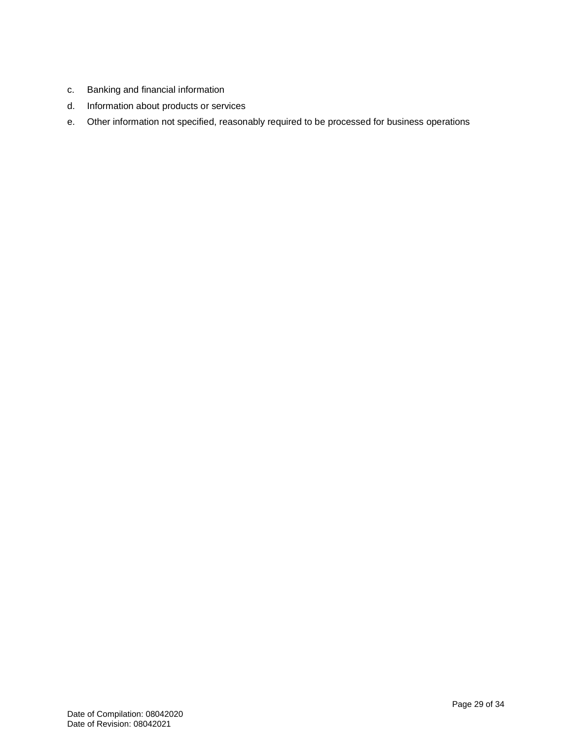c. Banking and financial information

d. Information about products or services

e. Other information not specified, reasonably required to be processed for business operations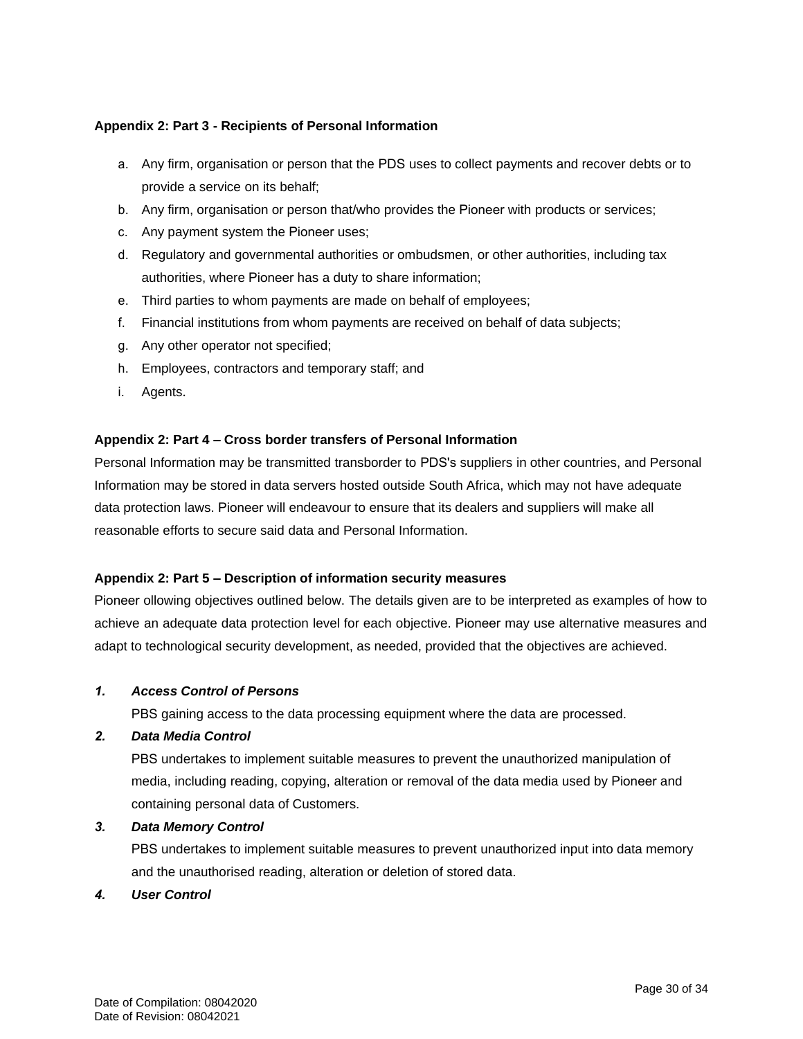**Appendix 2: Part 3 - Recipients of Personal Information**

a. Any firm, organisation or person that the PDS uses to collect payments and recover debts or to provide a service on its behalf;
b. Any firm, organisation or person that/who provides the Pioneer with products or services;
c. Any payment system the Pioneer uses;
d. Regulatory and governmental authorities or ombudsmen, or other authorities, including tax authorities, where Pioneer has a duty to share information;
e. Third parties to whom payments are made on behalf of employees;
f. Financial institutions from whom payments are received on behalf of data subjects;
g. Any other operator not specified;
h. Employees, contractors and temporary staff; and
i. Agents.

**Appendix 2: Part 4 – Cross border transfers of Personal Information**

Personal Information may be transmitted transborder to PDS's suppliers in other countries, and Personal Information may be stored in data servers hosted outside South Africa, which may not have adequate data protection laws. Pioneer will endeavour to ensure that its dealers and suppliers will make all reasonable efforts to secure said data and Personal Information.

**Appendix 2: Part 5 – Description of information security measures**

Pioneer ollowing objectives outlined below. The details given are to be interpreted as examples of how to achieve an adequate data protection level for each objective. Pioneer may use alternative measures and adapt to technological security development, as needed, provided that the objectives are achieved.

***1. Access Control of Persons***

PBS gaining access to the data processing equipment where the data are processed.

***2. Data Media Control***

PBS undertakes to implement suitable measures to prevent the unauthorized manipulation of media, including reading, copying, alteration or removal of the data media used by Pioneer and containing personal data of Customers.

***3. Data Memory Control***

PBS undertakes to implement suitable measures to prevent unauthorized input into data memory and the unauthorised reading, alteration or deletion of stored data.

***4. User Control***

Date of Compilation: 08042020
Date of Revision: 08042021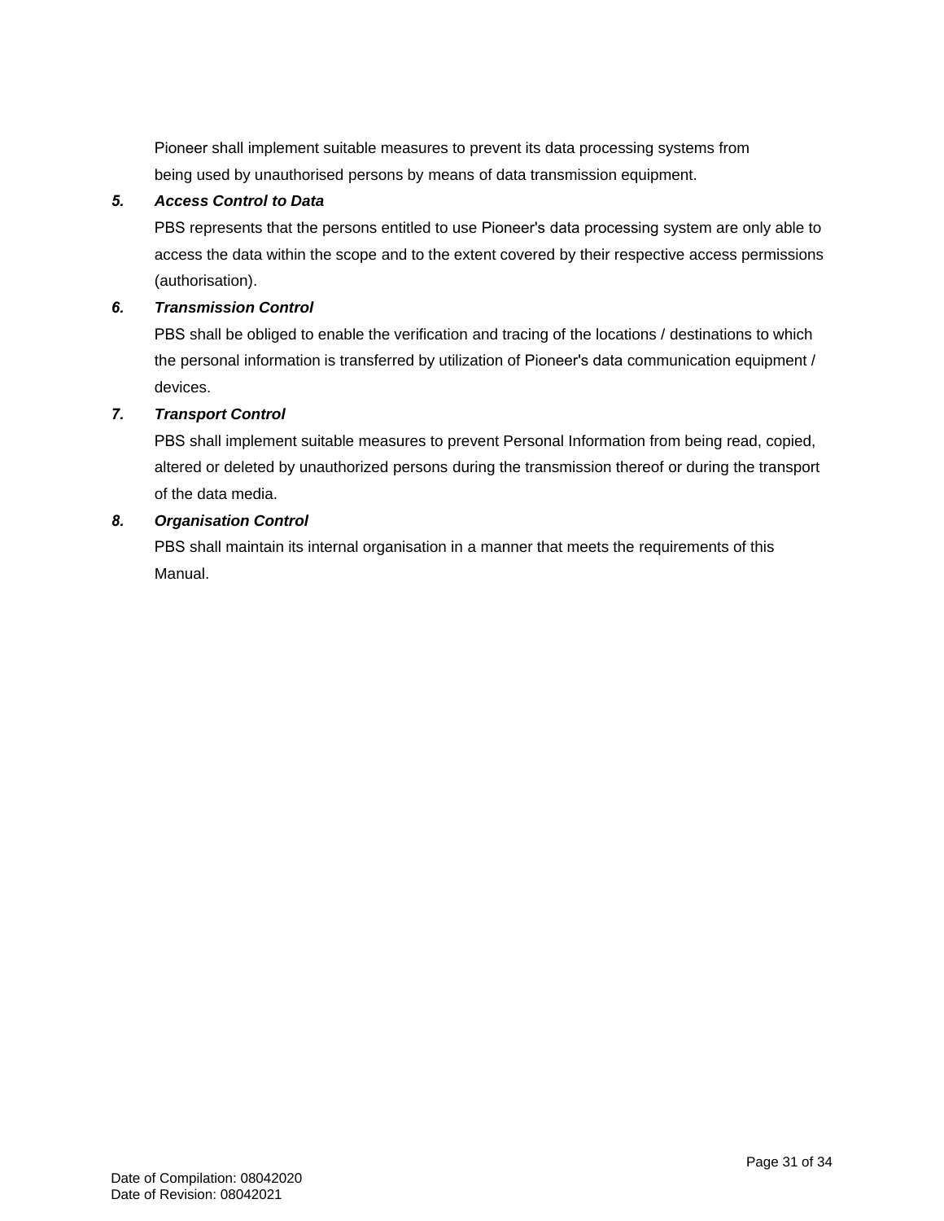Pioneer shall implement suitable measures to prevent its data processing systems from being used by unauthorised persons by means of data transmission equipment.

5. ***Access Control to Data***

   PBS represents that the persons entitled to use Pioneer's data processing system are only able to access the data within the scope and to the extent covered by their respective access permissions (authorisation).

6. ***Transmission Control***

   PBS shall be obliged to enable the verification and tracing of the locations / destinations to which the personal information is transferred by utilization of Pioneer's data communication equipment / devices.

7. ***Transport Control***

   PBS shall implement suitable measures to prevent Personal Information from being read, copied, altered or deleted by unauthorized persons during the transmission thereof or during the transport of the data media.

8. ***Organisation Control***

   PBS shall maintain its internal organisation in a manner that meets the requirements of this Manual.

Date of Compilation: 08042020
Date of Revision: 08042021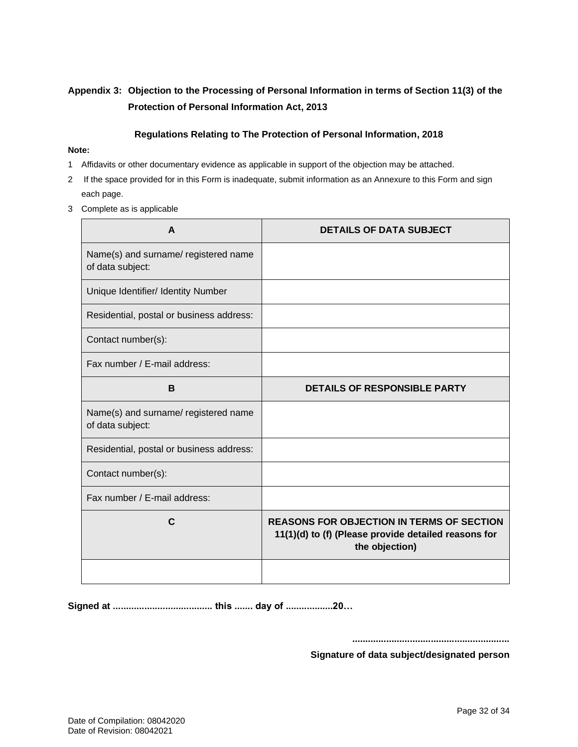## Appendix 3: Objection to the Processing of Personal Information in terms of Section 11(3) of the Protection of Personal Information Act, 2013

**Regulations Relating to The Protection of Personal Information, 2018**

**Note:**

1. Affidavits or other documentary evidence as applicable in support of the objection may be attached.
2. If the space provided for in this Form is inadequate, submit information as an Annexure to this Form and sign each page.
3. Complete as is applicable

| **A** | **DETAILS OF DATA SUBJECT** |
|---|---|
| Name(s) and surname/ registered name of data subject: | |
| Unique Identifier/ Identity Number | |
| Residential, postal or business address: | |
| Contact number(s): | |
| Fax number / E-mail address: | |
| **B** | **DETAILS OF RESPONSIBLE PARTY** |
| Name(s) and surname/ registered name of data subject: | |
| Residential, postal or business address: | |
| Contact number(s): | |
| Fax number / E-mail address: | |
| **C** | **REASONS FOR OBJECTION IN TERMS OF SECTION 11(1)(d) to (f) (Please provide detailed reasons for the objection)** |
| | |

**Signed at ...................................... this ....... day of ..................20…**

**............................................................**

**Signature of data subject/designated person**

Date of Compilation: 08042020
Date of Revision: 08042021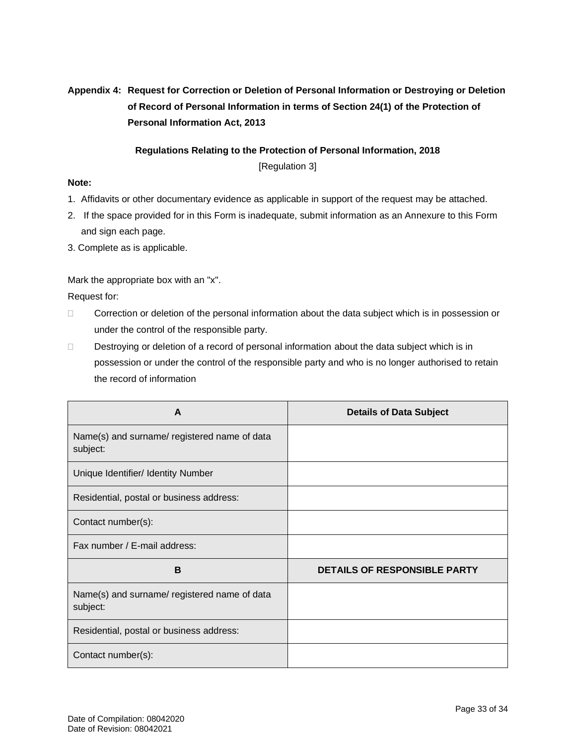**Appendix 4: Request for Correction or Deletion of Personal Information or Destroying or Deletion of Record of Personal Information in terms of Section 24(1) of the Protection of Personal Information Act, 2013**

**Regulations Relating to the Protection of Personal Information, 2018**

[Regulation 3]

**Note:**

1. Affidavits or other documentary evidence as applicable in support of the request may be attached.
2. If the space provided for in this Form is inadequate, submit information as an Annexure to this Form and sign each page.
3. Complete as is applicable.

Mark the appropriate box with an "x".

Request for:

- ☐ Correction or deletion of the personal information about the data subject which is in possession or under the control of the responsible party.
- ☐ Destroying or deletion of a record of personal information about the data subject which is in possession or under the control of the responsible party and who is no longer authorised to retain the record of information

| **A** | **Details of Data Subject** |
|---|---|
| Name(s) and surname/ registered name of data subject: | |
| Unique Identifier/ Identity Number | |
| Residential, postal or business address: | |
| Contact number(s): | |
| Fax number / E-mail address: | |
| **B** | **DETAILS OF RESPONSIBLE PARTY** |
| Name(s) and surname/ registered name of data subject: | |
| Residential, postal or business address: | |
| Contact number(s): | |

Date of Compilation: 08042020
Date of Revision: 08042021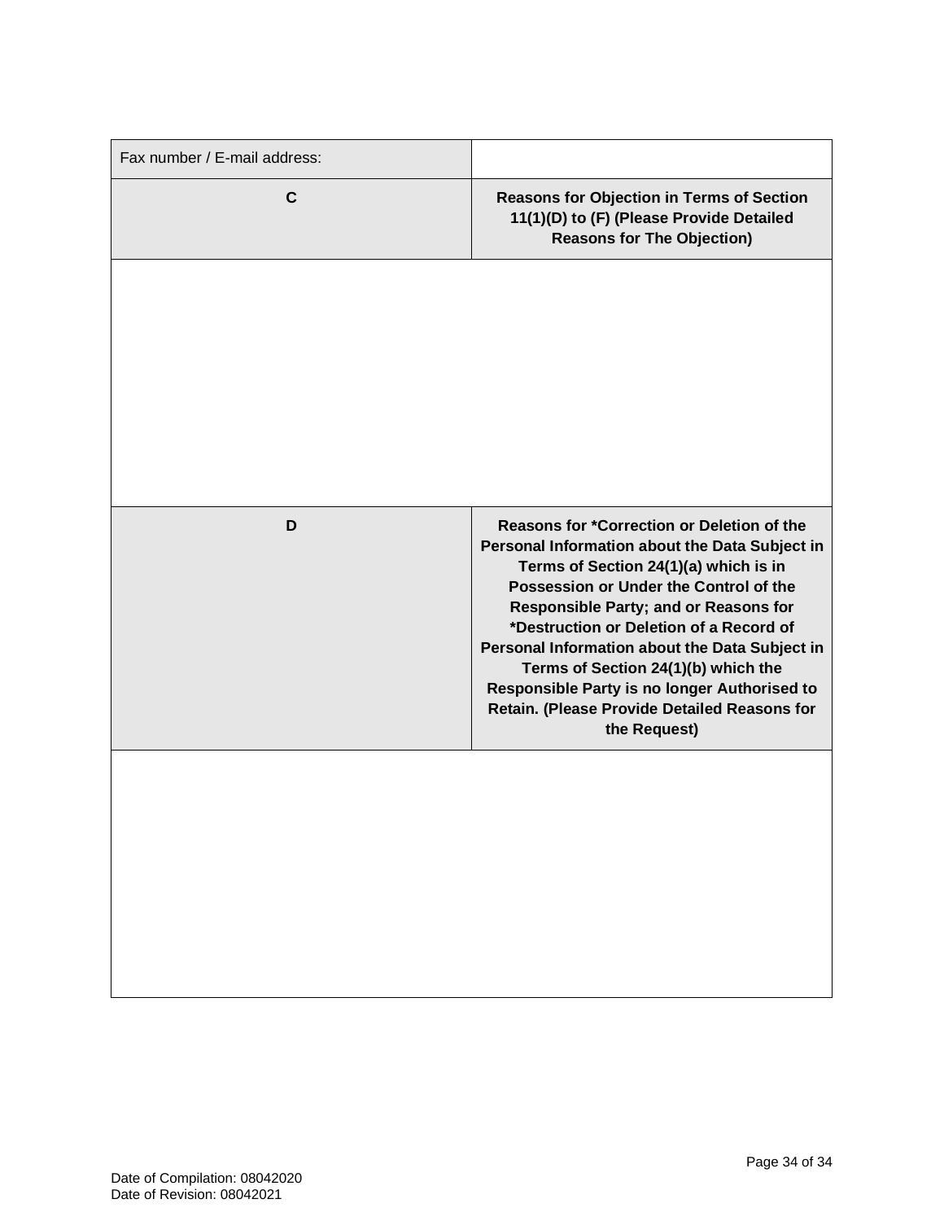| | |
|---|---|
| Fax number / E-mail address: | |
| **C** | **Reasons for Objection in Terms of Section 11(1)(D) to (F) (Please Provide Detailed Reasons for The Objection)** |
| | |
| **D** | **Reasons for *Correction or Deletion of the Personal Information about the Data Subject in Terms of Section 24(1)(a) which is in Possession or Under the Control of the Responsible Party; and or Reasons for *Destruction or Deletion of a Record of Personal Information about the Data Subject in Terms of Section 24(1)(b) which the Responsible Party is no longer Authorised to Retain. (Please Provide Detailed Reasons for the Request)** |
| | |

Date of Compilation: 08042020
Date of Revision: 08042021